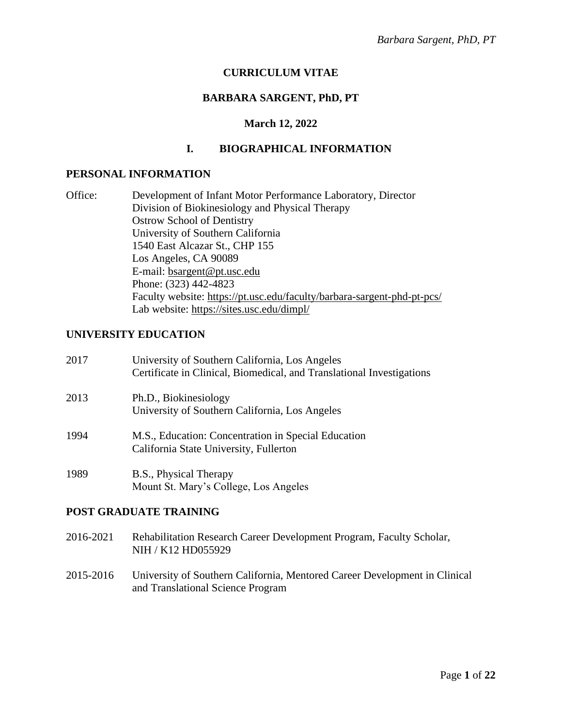# CURRICULUM VITAE

## BARBARA SARGENT, PhD, PT

**March 12, 2022**

## I. BIOGRAPHICAL INFORMATION

### PERSONAL INFORMATION

Office: Development of Infant Motor Performance Laboratory, Director
Division of Biokinesiology and Physical Therapy
Ostrow School of Dentistry
University of Southern California
1540 East Alcazar St., CHP 155
Los Angeles, CA 90089
E-mail: bsargent@pt.usc.edu
Phone: (323) 442-4823
Faculty website: https://pt.usc.edu/faculty/barbara-sargent-phd-pt-pcs/
Lab website: https://sites.usc.edu/dimpl/

### UNIVERSITY EDUCATION

2017 University of Southern California, Los Angeles
Certificate in Clinical, Biomedical, and Translational Investigations

2013 Ph.D., Biokinesiology
University of Southern California, Los Angeles

1994 M.S., Education: Concentration in Special Education
California State University, Fullerton

1989 B.S., Physical Therapy
Mount St. Mary's College, Los Angeles

### POST GRADUATE TRAINING

2016-2021 Rehabilitation Research Career Development Program, Faculty Scholar, NIH / K12 HD055929

2015-2016 University of Southern California, Mentored Career Development in Clinical and Translational Science Program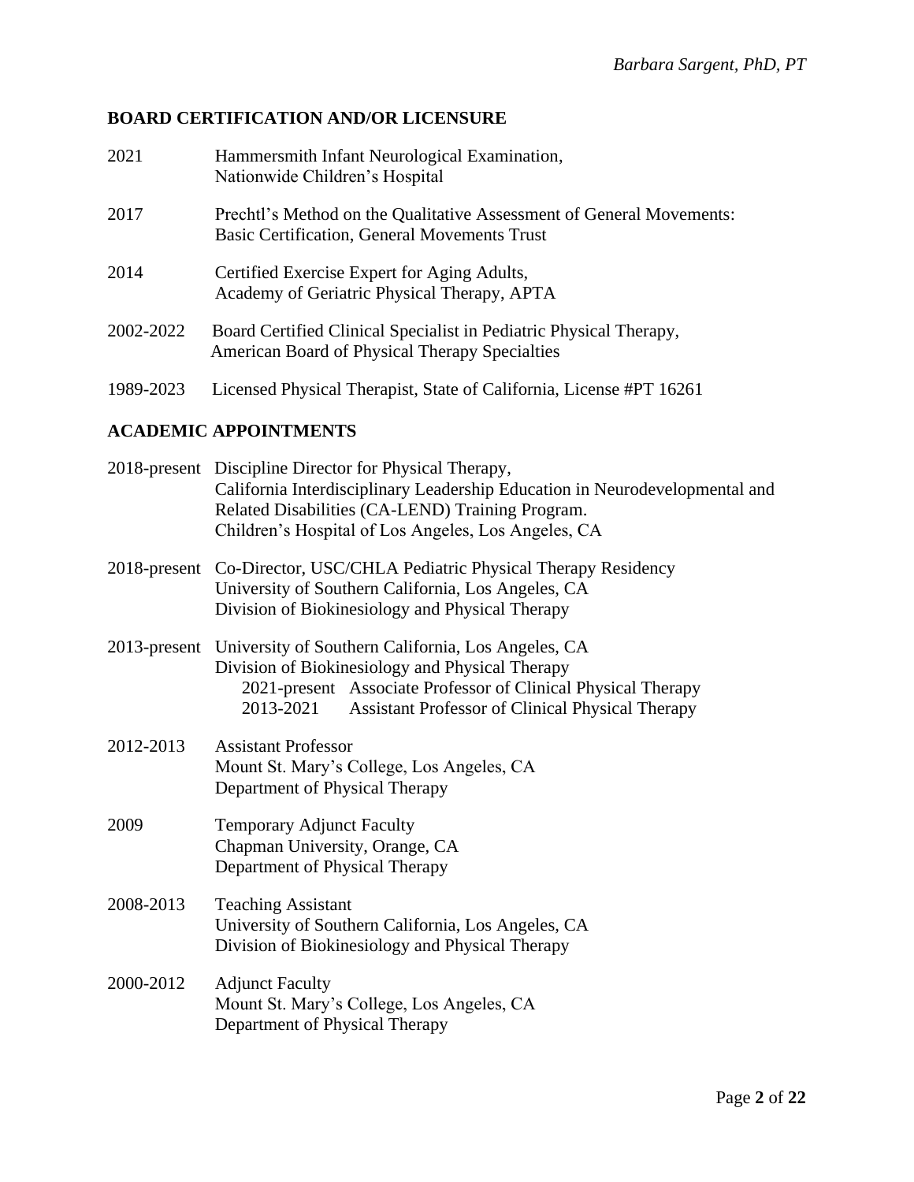## BOARD CERTIFICATION AND/OR LICENSURE

2021 Hammersmith Infant Neurological Examination,
Nationwide Children's Hospital

2017 Prechtl's Method on the Qualitative Assessment of General Movements:
Basic Certification, General Movements Trust

2014 Certified Exercise Expert for Aging Adults,
Academy of Geriatric Physical Therapy, APTA

2002-2022 Board Certified Clinical Specialist in Pediatric Physical Therapy,
American Board of Physical Therapy Specialties

1989-2023 Licensed Physical Therapist, State of California, License #PT 16261

## ACADEMIC APPOINTMENTS

2018-present Discipline Director for Physical Therapy,
California Interdisciplinary Leadership Education in Neurodevelopmental and Related Disabilities (CA-LEND) Training Program.
Children's Hospital of Los Angeles, Los Angeles, CA

2018-present Co-Director, USC/CHLA Pediatric Physical Therapy Residency
University of Southern California, Los Angeles, CA
Division of Biokinesiology and Physical Therapy

2013-present University of Southern California, Los Angeles, CA
Division of Biokinesiology and Physical Therapy
- 2021-present Associate Professor of Clinical Physical Therapy
- 2013-2021 Assistant Professor of Clinical Physical Therapy

2012-2013 Assistant Professor
Mount St. Mary's College, Los Angeles, CA
Department of Physical Therapy

2009 Temporary Adjunct Faculty
Chapman University, Orange, CA
Department of Physical Therapy

2008-2013 Teaching Assistant
University of Southern California, Los Angeles, CA
Division of Biokinesiology and Physical Therapy

2000-2012 Adjunct Faculty
Mount St. Mary's College, Los Angeles, CA
Department of Physical Therapy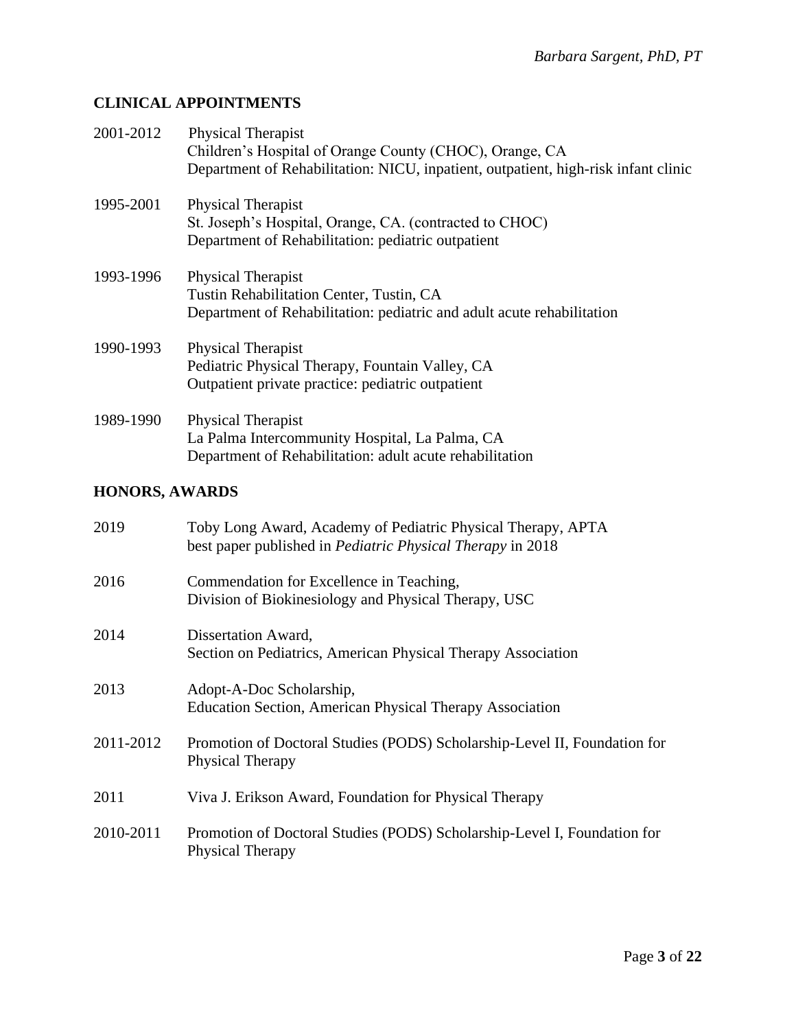## CLINICAL APPOINTMENTS

2001-2012 Physical Therapist
Children's Hospital of Orange County (CHOC), Orange, CA
Department of Rehabilitation: NICU, inpatient, outpatient, high-risk infant clinic

1995-2001 Physical Therapist
St. Joseph's Hospital, Orange, CA. (contracted to CHOC)
Department of Rehabilitation: pediatric outpatient

1993-1996 Physical Therapist
Tustin Rehabilitation Center, Tustin, CA
Department of Rehabilitation: pediatric and adult acute rehabilitation

1990-1993 Physical Therapist
Pediatric Physical Therapy, Fountain Valley, CA
Outpatient private practice: pediatric outpatient

1989-1990 Physical Therapist
La Palma Intercommunity Hospital, La Palma, CA
Department of Rehabilitation: adult acute rehabilitation

## HONORS, AWARDS

2019 Toby Long Award, Academy of Pediatric Physical Therapy, APTA
best paper published in *Pediatric Physical Therapy* in 2018

2016 Commendation for Excellence in Teaching,
Division of Biokinesiology and Physical Therapy, USC

2014 Dissertation Award,
Section on Pediatrics, American Physical Therapy Association

2013 Adopt-A-Doc Scholarship,
Education Section, American Physical Therapy Association

2011-2012 Promotion of Doctoral Studies (PODS) Scholarship-Level II, Foundation for Physical Therapy

2011 Viva J. Erikson Award, Foundation for Physical Therapy

2010-2011 Promotion of Doctoral Studies (PODS) Scholarship-Level I, Foundation for Physical Therapy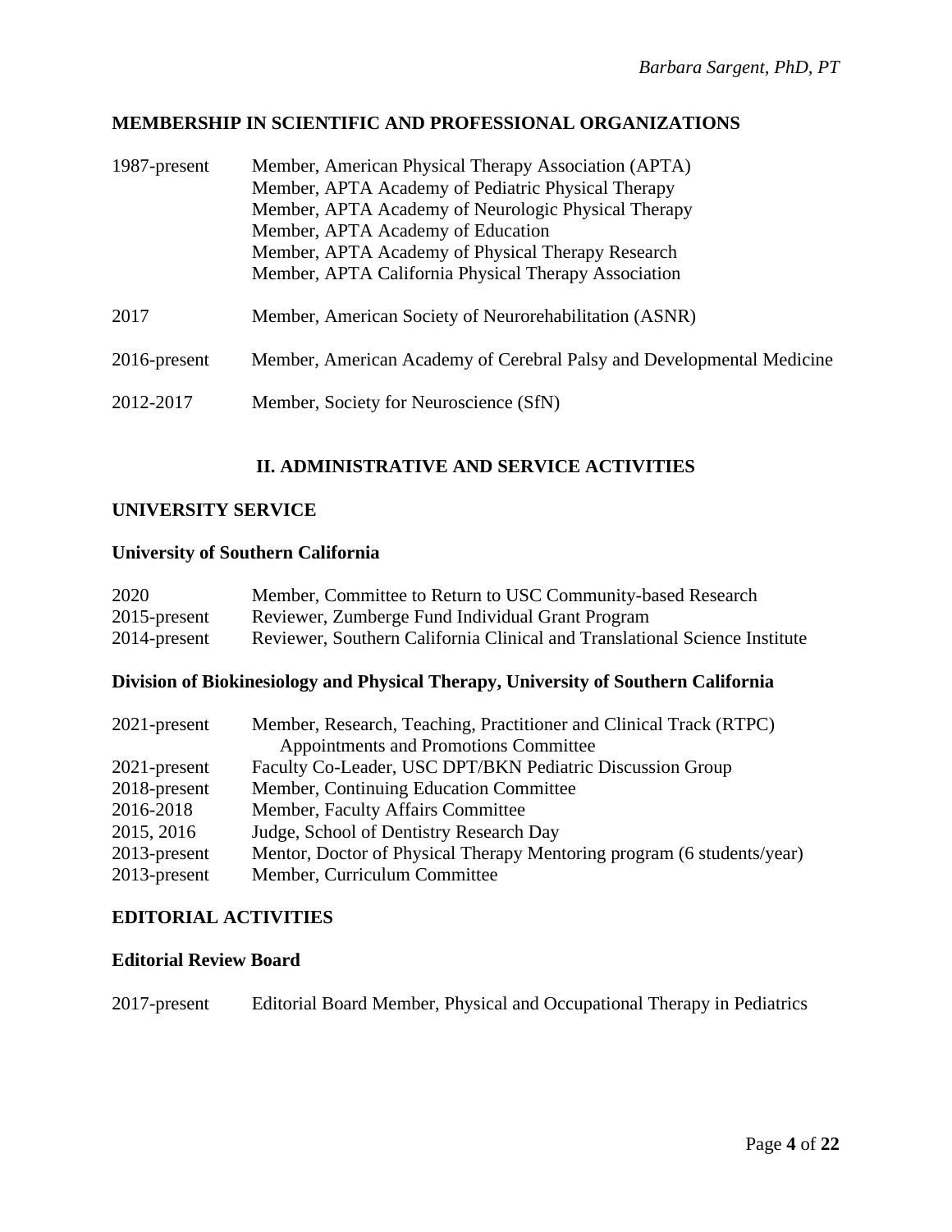## MEMBERSHIP IN SCIENTIFIC AND PROFESSIONAL ORGANIZATIONS

| | |
|---|---|
| 1987-present | Member, American Physical Therapy Association (APTA)<br>Member, APTA Academy of Pediatric Physical Therapy<br>Member, APTA Academy of Neurologic Physical Therapy<br>Member, APTA Academy of Education<br>Member, APTA Academy of Physical Therapy Research<br>Member, APTA California Physical Therapy Association |
| 2017 | Member, American Society of Neurorehabilitation (ASNR) |
| 2016-present | Member, American Academy of Cerebral Palsy and Developmental Medicine |
| 2012-2017 | Member, Society for Neuroscience (SfN) |

# II. ADMINISTRATIVE AND SERVICE ACTIVITIES

## UNIVERSITY SERVICE

### University of Southern California

| | |
|---|---|
| 2020 | Member, Committee to Return to USC Community-based Research |
| 2015-present | Reviewer, Zumberge Fund Individual Grant Program |
| 2014-present | Reviewer, Southern California Clinical and Translational Science Institute |

### Division of Biokinesiology and Physical Therapy, University of Southern California

| | |
|---|---|
| 2021-present | Member, Research, Teaching, Practitioner and Clinical Track (RTPC) Appointments and Promotions Committee |
| 2021-present | Faculty Co-Leader, USC DPT/BKN Pediatric Discussion Group |
| 2018-present | Member, Continuing Education Committee |
| 2016-2018 | Member, Faculty Affairs Committee |
| 2015, 2016 | Judge, School of Dentistry Research Day |
| 2013-present | Mentor, Doctor of Physical Therapy Mentoring program (6 students/year) |
| 2013-present | Member, Curriculum Committee |

## EDITORIAL ACTIVITIES

### Editorial Review Board

| | |
|---|---|
| 2017-present | Editorial Board Member, Physical and Occupational Therapy in Pediatrics |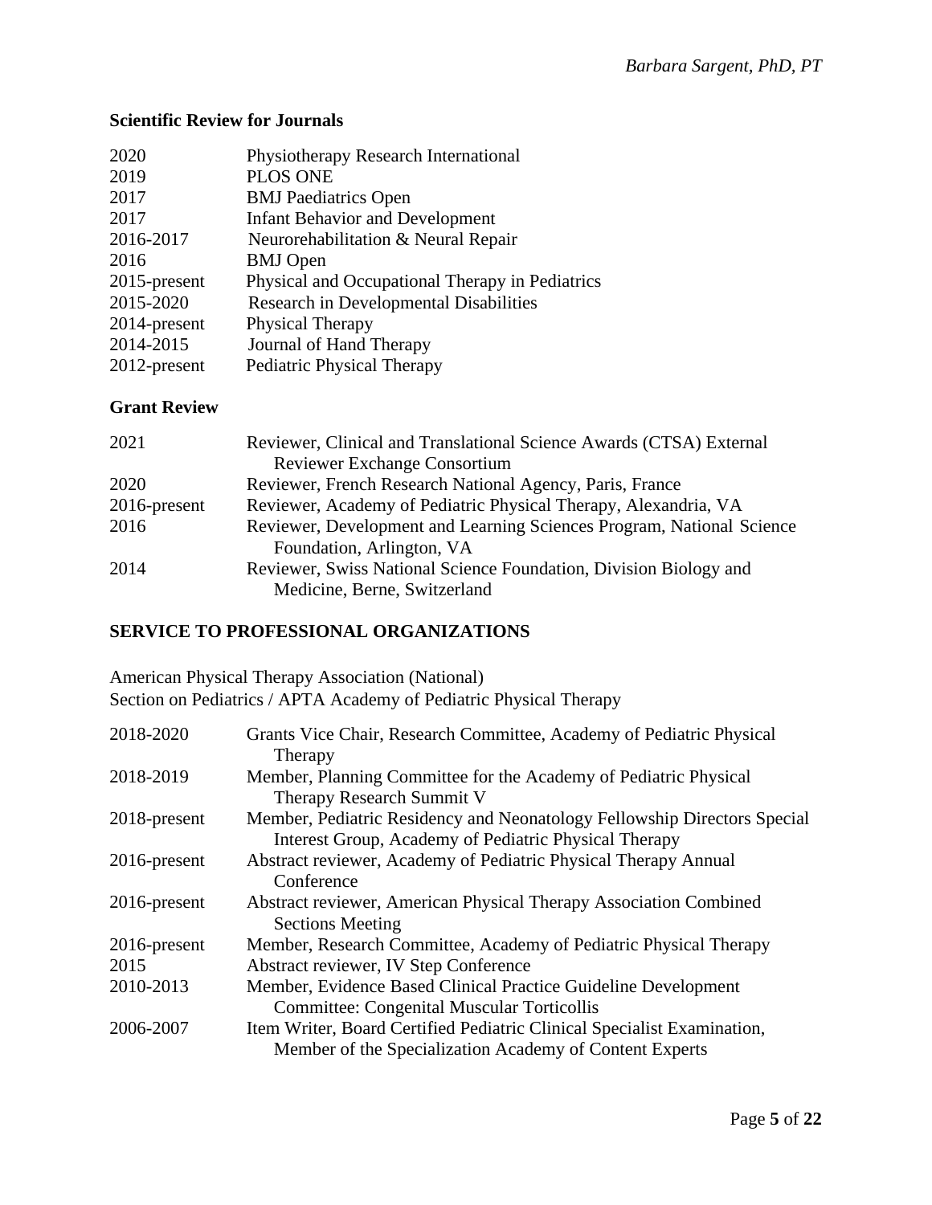### Scientific Review for Journals

| | |
|---|---|
| 2020 | Physiotherapy Research International |
| 2019 | PLOS ONE |
| 2017 | BMJ Paediatrics Open |
| 2017 | Infant Behavior and Development |
| 2016-2017 | Neurorehabilitation & Neural Repair |
| 2016 | BMJ Open |
| 2015-present | Physical and Occupational Therapy in Pediatrics |
| 2015-2020 | Research in Developmental Disabilities |
| 2014-present | Physical Therapy |
| 2014-2015 | Journal of Hand Therapy |
| 2012-present | Pediatric Physical Therapy |

### Grant Review

| | |
|---|---|
| 2021 | Reviewer, Clinical and Translational Science Awards (CTSA) External Reviewer Exchange Consortium |
| 2020 | Reviewer, French Research National Agency, Paris, France |
| 2016-present | Reviewer, Academy of Pediatric Physical Therapy, Alexandria, VA |
| 2016 | Reviewer, Development and Learning Sciences Program, National Science Foundation, Arlington, VA |
| 2014 | Reviewer, Swiss National Science Foundation, Division Biology and Medicine, Berne, Switzerland |

## SERVICE TO PROFESSIONAL ORGANIZATIONS

American Physical Therapy Association (National)
Section on Pediatrics / APTA Academy of Pediatric Physical Therapy

| | |
|---|---|
| 2018-2020 | Grants Vice Chair, Research Committee, Academy of Pediatric Physical Therapy |
| 2018-2019 | Member, Planning Committee for the Academy of Pediatric Physical Therapy Research Summit V |
| 2018-present | Member, Pediatric Residency and Neonatology Fellowship Directors Special Interest Group, Academy of Pediatric Physical Therapy |
| 2016-present | Abstract reviewer, Academy of Pediatric Physical Therapy Annual Conference |
| 2016-present | Abstract reviewer, American Physical Therapy Association Combined Sections Meeting |
| 2016-present | Member, Research Committee, Academy of Pediatric Physical Therapy |
| 2015 | Abstract reviewer, IV Step Conference |
| 2010-2013 | Member, Evidence Based Clinical Practice Guideline Development Committee: Congenital Muscular Torticollis |
| 2006-2007 | Item Writer, Board Certified Pediatric Clinical Specialist Examination, Member of the Specialization Academy of Content Experts |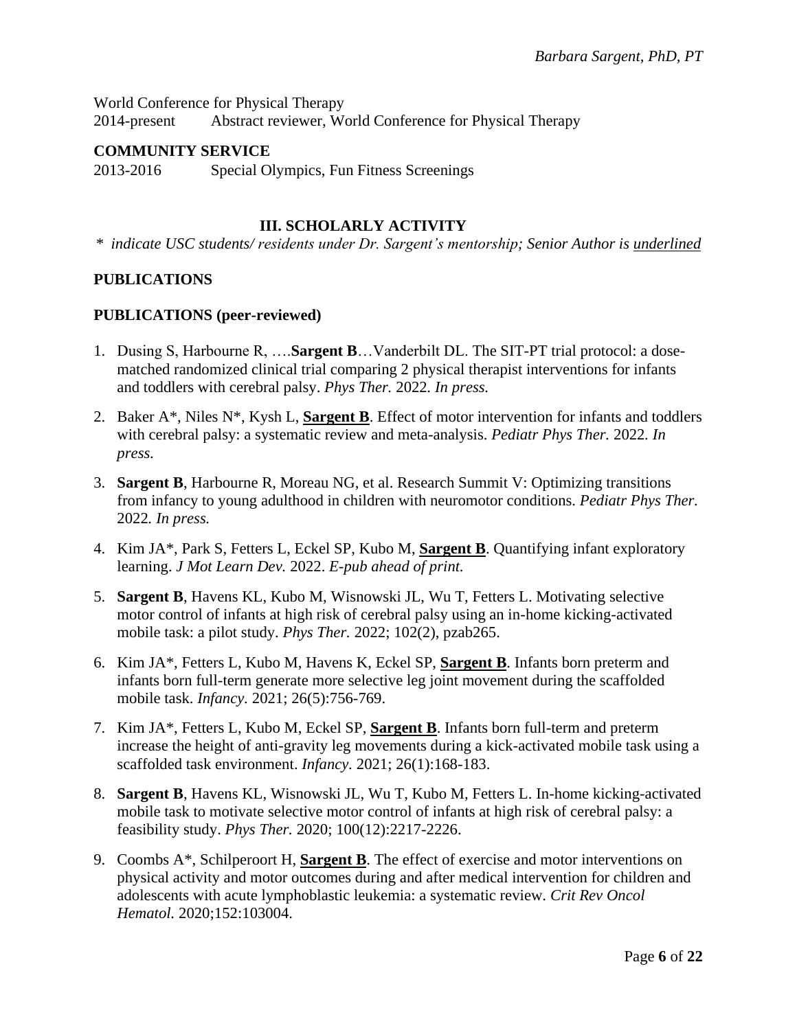World Conference for Physical Therapy

2014-present Abstract reviewer, World Conference for Physical Therapy

**COMMUNITY SERVICE**

2013-2016 Special Olympics, Fun Fitness Screenings

## III. SCHOLARLY ACTIVITY

*\* indicate USC students/ residents under Dr. Sargent's mentorship; Senior Author is <u>underlined</u>*

### PUBLICATIONS

### PUBLICATIONS (peer-reviewed)

1. Dusing S, Harbourne R, ….**Sargent B**…Vanderbilt DL. The SIT-PT trial protocol: a dose-matched randomized clinical trial comparing 2 physical therapist interventions for infants and toddlers with cerebral palsy. *Phys Ther.* 2022. *In press.*
2. Baker A*, Niles N*, Kysh L, <u>**Sargent B**</u>. Effect of motor intervention for infants and toddlers with cerebral palsy: a systematic review and meta-analysis. *Pediatr Phys Ther.* 2022. *In press.*
3. **Sargent B**, Harbourne R, Moreau NG, et al. Research Summit V: Optimizing transitions from infancy to young adulthood in children with neuromotor conditions. *Pediatr Phys Ther.* 2022*. In press.*
4. Kim JA*, Park S, Fetters L, Eckel SP, Kubo M, <u>**Sargent B**</u>. Quantifying infant exploratory learning. *J Mot Learn Dev.* 2022. *E-pub ahead of print.*
5. **Sargent B**, Havens KL, Kubo M, Wisnowski JL, Wu T, Fetters L. Motivating selective motor control of infants at high risk of cerebral palsy using an in-home kicking-activated mobile task: a pilot study. *Phys Ther.* 2022; 102(2), pzab265.
6. Kim JA*, Fetters L, Kubo M, Havens K, Eckel SP, <u>**Sargent B**</u>. Infants born preterm and infants born full-term generate more selective leg joint movement during the scaffolded mobile task. *Infancy.* 2021; 26(5):756-769.
7. Kim JA*, Fetters L, Kubo M, Eckel SP, <u>**Sargent B**</u>. Infants born full-term and preterm increase the height of anti-gravity leg movements during a kick-activated mobile task using a scaffolded task environment. *Infancy.* 2021; 26(1):168-183.
8. **Sargent B**, Havens KL, Wisnowski JL, Wu T, Kubo M, Fetters L. In-home kicking-activated mobile task to motivate selective motor control of infants at high risk of cerebral palsy: a feasibility study. *Phys Ther.* 2020; 100(12):2217-2226.
9. Coombs A*, Schilperoort H, <u>**Sargent B**</u>. The effect of exercise and motor interventions on physical activity and motor outcomes during and after medical intervention for children and adolescents with acute lymphoblastic leukemia: a systematic review. *Crit Rev Oncol Hematol.* 2020;152:103004.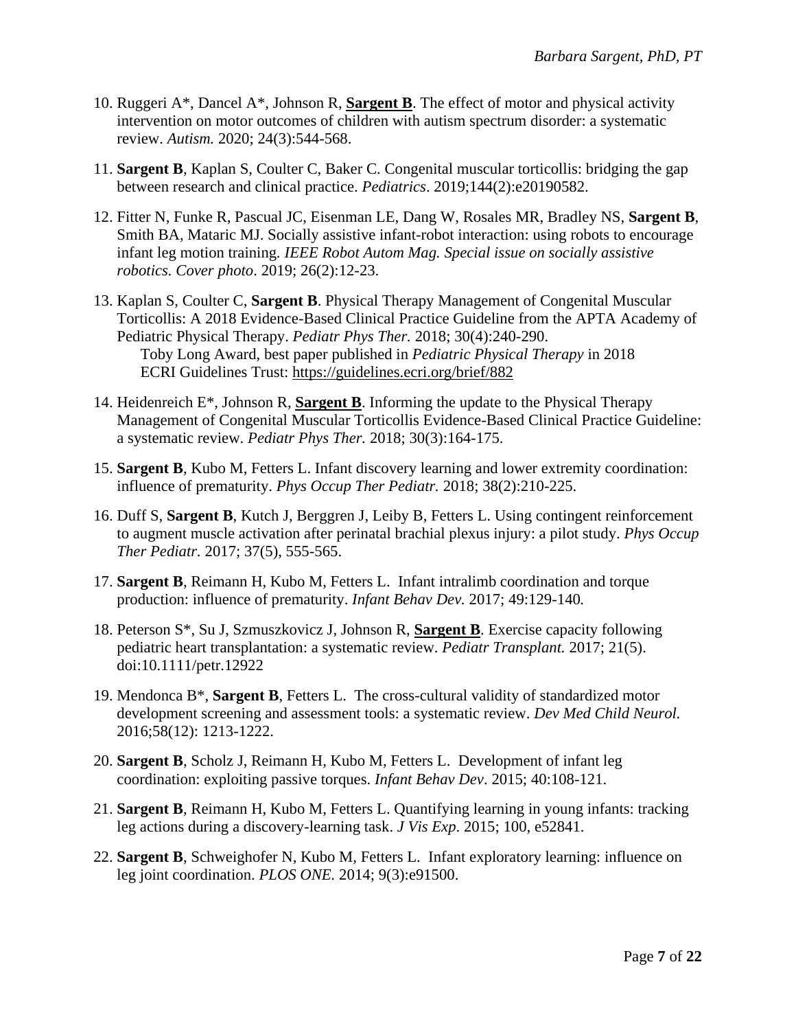10. Ruggeri A*, Dancel A*, Johnson R, **<u>Sargent B</u>**. The effect of motor and physical activity intervention on motor outcomes of children with autism spectrum disorder: a systematic review. *Autism.* 2020; 24(3):544-568.

11. **Sargent B**, Kaplan S, Coulter C, Baker C. Congenital muscular torticollis: bridging the gap between research and clinical practice. *Pediatrics*. 2019;144(2):e20190582.

12. Fitter N, Funke R, Pascual JC, Eisenman LE, Dang W, Rosales MR, Bradley NS, **Sargent B**, Smith BA, Mataric MJ. Socially assistive infant-robot interaction: using robots to encourage infant leg motion training. *IEEE Robot Autom Mag. Special issue on socially assistive robotics. Cover photo*. 2019; 26(2):12-23.

13. Kaplan S, Coulter C, **Sargent B**. Physical Therapy Management of Congenital Muscular Torticollis: A 2018 Evidence-Based Clinical Practice Guideline from the APTA Academy of Pediatric Physical Therapy. *Pediatr Phys Ther.* 2018; 30(4):240-290.
    Toby Long Award, best paper published in *Pediatric Physical Therapy* in 2018
    ECRI Guidelines Trust: https://guidelines.ecri.org/brief/882

14. Heidenreich E*, Johnson R, **<u>Sargent B</u>**. Informing the update to the Physical Therapy Management of Congenital Muscular Torticollis Evidence-Based Clinical Practice Guideline: a systematic review. *Pediatr Phys Ther.* 2018; 30(3):164-175.

15. **Sargent B**, Kubo M, Fetters L. Infant discovery learning and lower extremity coordination: influence of prematurity. *Phys Occup Ther Pediatr.* 2018; 38(2):210-225.

16. Duff S, **Sargent B**, Kutch J, Berggren J, Leiby B, Fetters L. Using contingent reinforcement to augment muscle activation after perinatal brachial plexus injury: a pilot study. *Phys Occup Ther Pediatr.* 2017; 37(5), 555-565.

17. **Sargent B**, Reimann H, Kubo M, Fetters L. Infant intralimb coordination and torque production: influence of prematurity. *Infant Behav Dev.* 2017; 49:129-140*.*

18. Peterson S*, Su J, Szmuszkovicz J, Johnson R, **<u>Sargent B</u>**. Exercise capacity following pediatric heart transplantation: a systematic review. *Pediatr Transplant.* 2017; 21(5). doi:10.1111/petr.12922

19. Mendonca B*, **Sargent B**, Fetters L. The cross-cultural validity of standardized motor development screening and assessment tools: a systematic review. *Dev Med Child Neurol.* 2016;58(12): 1213-1222.

20. **Sargent B**, Scholz J, Reimann H, Kubo M, Fetters L. Development of infant leg coordination: exploiting passive torques. *Infant Behav Dev*. 2015; 40:108-121.

21. **Sargent B**, Reimann H, Kubo M, Fetters L. Quantifying learning in young infants: tracking leg actions during a discovery-learning task. *J Vis Exp*. 2015; 100, e52841.

22. **Sargent B**, Schweighofer N, Kubo M, Fetters L. Infant exploratory learning: influence on leg joint coordination*. PLOS ONE.* 2014; 9(3):e91500.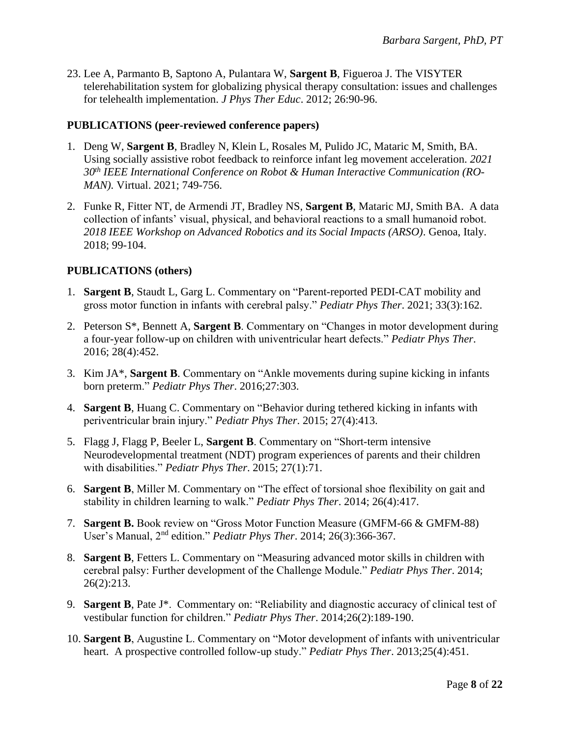23. Lee A, Parmanto B, Saptono A, Pulantara W, **Sargent B**, Figueroa J. The VISYTER telerehabilitation system for globalizing physical therapy consultation: issues and challenges for telehealth implementation. *J Phys Ther Educ*. 2012; 26:90-96.

**PUBLICATIONS (peer-reviewed conference papers)**

1. Deng W, **Sargent B**, Bradley N, Klein L, Rosales M, Pulido JC, Mataric M, Smith, BA. Using socially assistive robot feedback to reinforce infant leg movement acceleration. *2021 30th IEEE International Conference on Robot & Human Interactive Communication (RO-MAN).* Virtual. 2021; 749-756.

2. Funke R, Fitter NT, de Armendi JT, Bradley NS, **Sargent B**, Mataric MJ, Smith BA. A data collection of infants' visual, physical, and behavioral reactions to a small humanoid robot. *2018 IEEE Workshop on Advanced Robotics and its Social Impacts (ARSO)*. Genoa, Italy. 2018; 99-104.

**PUBLICATIONS (others)**

1. **Sargent B**, Staudt L, Garg L. Commentary on "Parent-reported PEDI-CAT mobility and gross motor function in infants with cerebral palsy." *Pediatr Phys Ther*. 2021; 33(3):162.

2. Peterson S*, Bennett A, **Sargent B**. Commentary on "Changes in motor development during a four-year follow-up on children with univentricular heart defects." *Pediatr Phys Ther*. 2016; 28(4):452.

3. Kim JA*, **Sargent B**. Commentary on "Ankle movements during supine kicking in infants born preterm." *Pediatr Phys Ther*. 2016;27:303.

4. **Sargent B**, Huang C. Commentary on "Behavior during tethered kicking in infants with periventricular brain injury." *Pediatr Phys Ther*. 2015; 27(4):413.

5. Flagg J, Flagg P, Beeler L, **Sargent B**. Commentary on "Short-term intensive Neurodevelopmental treatment (NDT) program experiences of parents and their children with disabilities." *Pediatr Phys Ther*. 2015; 27(1):71.

6. **Sargent B**, Miller M. Commentary on "The effect of torsional shoe flexibility on gait and stability in children learning to walk." *Pediatr Phys Ther*. 2014; 26(4):417.

7. **Sargent B.** Book review on "Gross Motor Function Measure (GMFM-66 & GMFM-88) User's Manual, 2nd edition." *Pediatr Phys Ther*. 2014; 26(3):366-367.

8. **Sargent B**, Fetters L. Commentary on "Measuring advanced motor skills in children with cerebral palsy: Further development of the Challenge Module." *Pediatr Phys Ther*. 2014; 26(2):213.

9. **Sargent B**, Pate J*. Commentary on: "Reliability and diagnostic accuracy of clinical test of vestibular function for children." *Pediatr Phys Ther*. 2014;26(2):189-190.

10. **Sargent B**, Augustine L. Commentary on "Motor development of infants with univentricular heart. A prospective controlled follow-up study." *Pediatr Phys Ther*. 2013;25(4):451.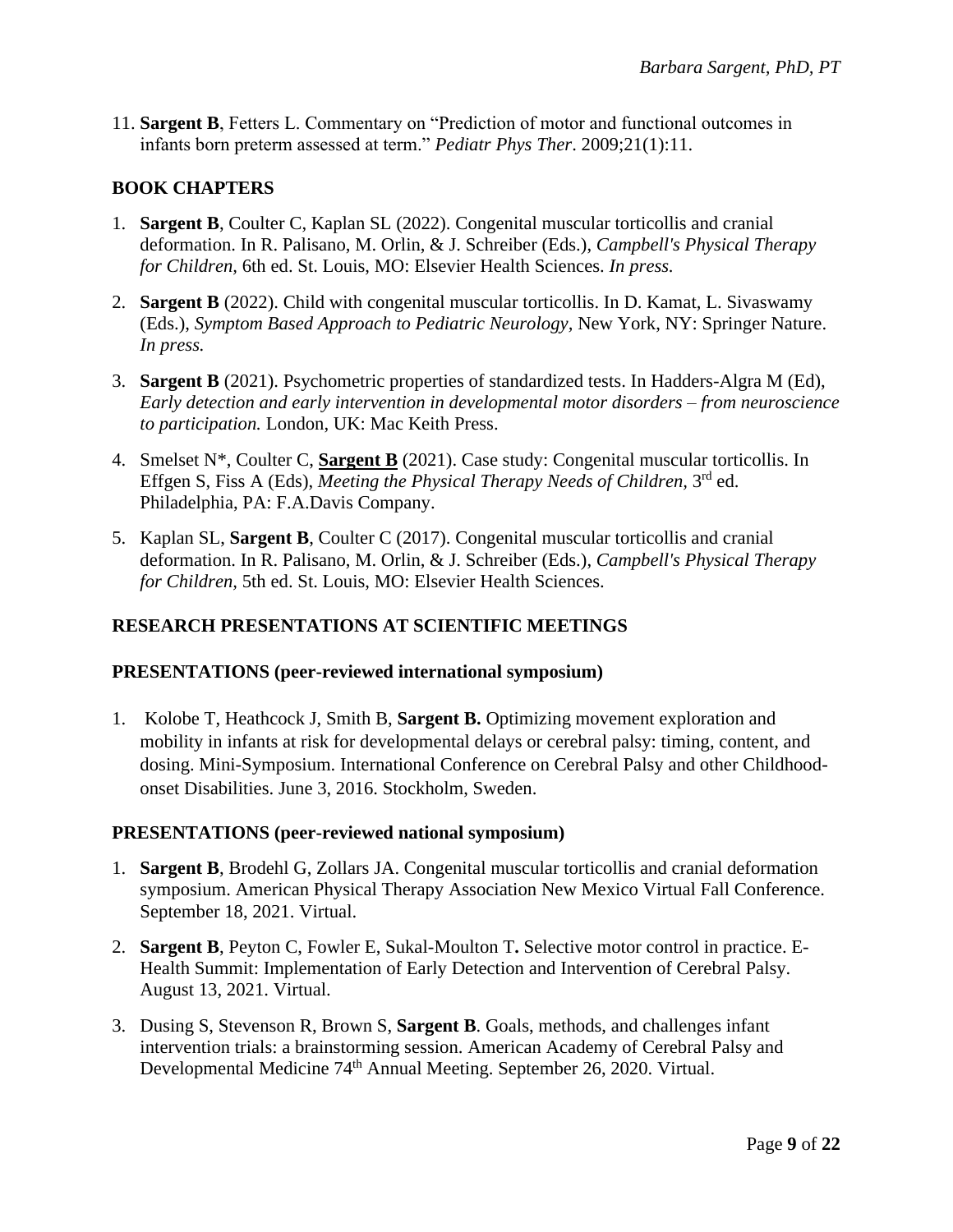11. **Sargent B**, Fetters L. Commentary on "Prediction of motor and functional outcomes in infants born preterm assessed at term." *Pediatr Phys Ther*. 2009;21(1):11.

## BOOK CHAPTERS

1. **Sargent B**, Coulter C, Kaplan SL (2022). Congenital muscular torticollis and cranial deformation. In R. Palisano, M. Orlin, & J. Schreiber (Eds.), *Campbell's Physical Therapy for Children,* 6th ed. St. Louis, MO: Elsevier Health Sciences. *In press.*

2. **Sargent B** (2022). Child with congenital muscular torticollis. In D. Kamat, L. Sivaswamy (Eds.), *Symptom Based Approach to Pediatric Neurology*, New York, NY: Springer Nature. *In press.*

3. **Sargent B** (2021). Psychometric properties of standardized tests. In Hadders-Algra M (Ed), *Early detection and early intervention in developmental motor disorders – from neuroscience to participation.* London, UK: Mac Keith Press.

4. Smelset N*, Coulter C, **Sargent B** (2021). Case study: Congenital muscular torticollis. In Effgen S, Fiss A (Eds), *Meeting the Physical Therapy Needs of Children,* 3rd ed. Philadelphia, PA: F.A.Davis Company.

5. Kaplan SL, **Sargent B**, Coulter C (2017). Congenital muscular torticollis and cranial deformation. In R. Palisano, M. Orlin, & J. Schreiber (Eds.), *Campbell's Physical Therapy for Children,* 5th ed. St. Louis, MO: Elsevier Health Sciences.

## RESEARCH PRESENTATIONS AT SCIENTIFIC MEETINGS

### PRESENTATIONS (peer-reviewed international symposium)

1. Kolobe T, Heathcock J, Smith B, **Sargent B.** Optimizing movement exploration and mobility in infants at risk for developmental delays or cerebral palsy: timing, content, and dosing. Mini-Symposium. International Conference on Cerebral Palsy and other Childhood-onset Disabilities. June 3, 2016. Stockholm, Sweden.

### PRESENTATIONS (peer-reviewed national symposium)

1. **Sargent B**, Brodehl G, Zollars JA. Congenital muscular torticollis and cranial deformation symposium. American Physical Therapy Association New Mexico Virtual Fall Conference. September 18, 2021. Virtual.

2. **Sargent B**, Peyton C, Fowler E, Sukal-Moulton T**.** Selective motor control in practice. E-Health Summit: Implementation of Early Detection and Intervention of Cerebral Palsy. August 13, 2021. Virtual.

3. Dusing S, Stevenson R, Brown S, **Sargent B**. Goals, methods, and challenges infant intervention trials: a brainstorming session. American Academy of Cerebral Palsy and Developmental Medicine 74th Annual Meeting. September 26, 2020. Virtual.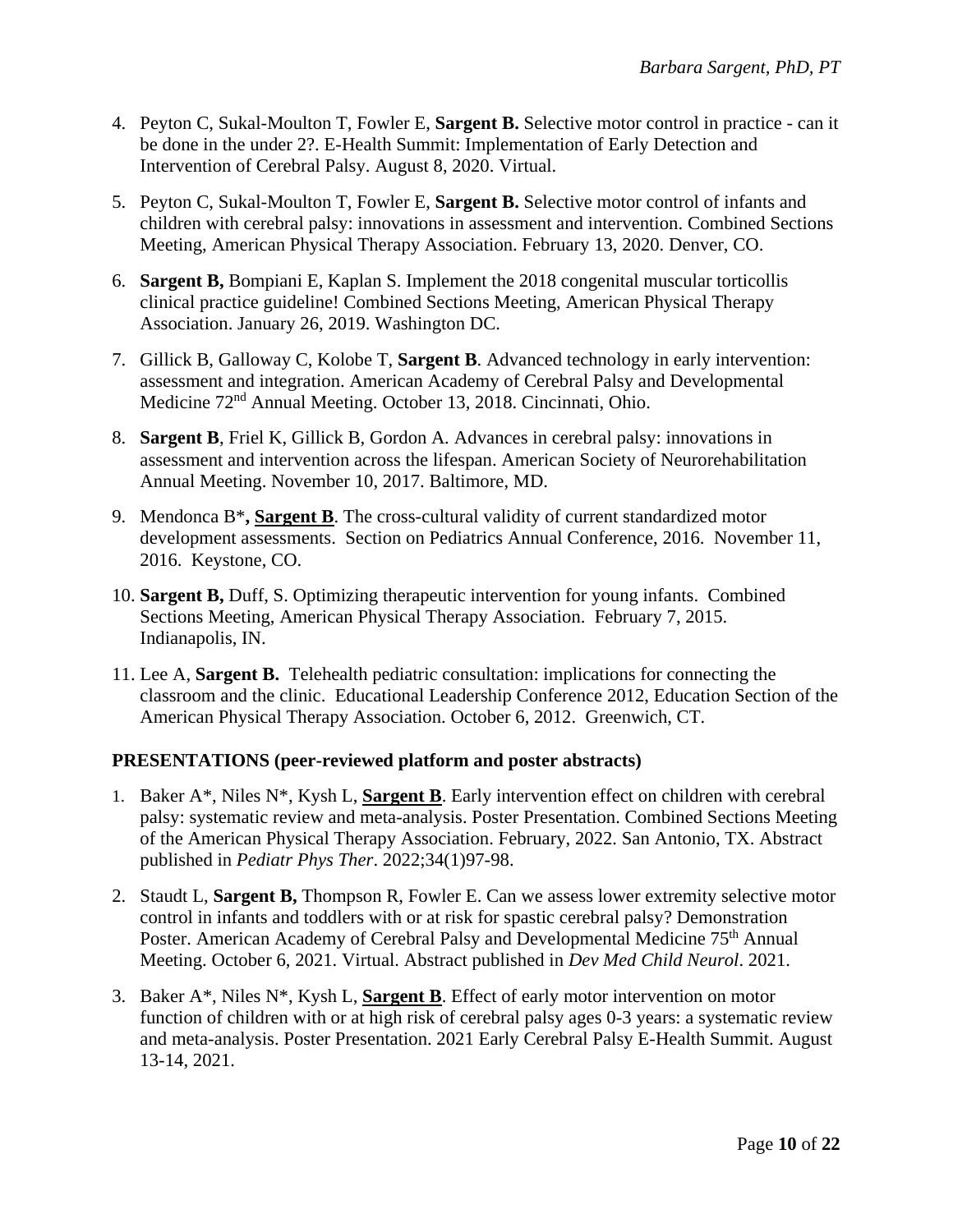4. Peyton C, Sukal-Moulton T, Fowler E, **Sargent B.** Selective motor control in practice - can it be done in the under 2?. E-Health Summit: Implementation of Early Detection and Intervention of Cerebral Palsy. August 8, 2020. Virtual.

5. Peyton C, Sukal-Moulton T, Fowler E, **Sargent B.** Selective motor control of infants and children with cerebral palsy: innovations in assessment and intervention. Combined Sections Meeting, American Physical Therapy Association. February 13, 2020. Denver, CO.

6. **Sargent B,** Bompiani E, Kaplan S. Implement the 2018 congenital muscular torticollis clinical practice guideline! Combined Sections Meeting, American Physical Therapy Association. January 26, 2019. Washington DC.

7. Gillick B, Galloway C, Kolobe T, **Sargent B**. Advanced technology in early intervention: assessment and integration. American Academy of Cerebral Palsy and Developmental Medicine 72nd Annual Meeting. October 13, 2018. Cincinnati, Ohio.

8. **Sargent B**, Friel K, Gillick B, Gordon A. Advances in cerebral palsy: innovations in assessment and intervention across the lifespan. American Society of Neurorehabilitation Annual Meeting. November 10, 2017. Baltimore, MD.

9. Mendonca B*, **Sargent B**. The cross-cultural validity of current standardized motor development assessments. Section on Pediatrics Annual Conference, 2016. November 11, 2016. Keystone, CO.

10. **Sargent B,** Duff, S. Optimizing therapeutic intervention for young infants. Combined Sections Meeting, American Physical Therapy Association. February 7, 2015. Indianapolis, IN.

11. Lee A, **Sargent B.** Telehealth pediatric consultation: implications for connecting the classroom and the clinic. Educational Leadership Conference 2012, Education Section of the American Physical Therapy Association. October 6, 2012. Greenwich, CT.

**PRESENTATIONS (peer-reviewed platform and poster abstracts)**

1. Baker A*, Niles N*, Kysh L, **Sargent B**. Early intervention effect on children with cerebral palsy: systematic review and meta-analysis. Poster Presentation. Combined Sections Meeting of the American Physical Therapy Association. February, 2022. San Antonio, TX. Abstract published in *Pediatr Phys Ther*. 2022;34(1)97-98.

2. Staudt L, **Sargent B,** Thompson R, Fowler E. Can we assess lower extremity selective motor control in infants and toddlers with or at risk for spastic cerebral palsy? Demonstration Poster. American Academy of Cerebral Palsy and Developmental Medicine 75th Annual Meeting. October 6, 2021. Virtual. Abstract published in *Dev Med Child Neurol*. 2021.

3. Baker A*, Niles N*, Kysh L, **Sargent B**. Effect of early motor intervention on motor function of children with or at high risk of cerebral palsy ages 0-3 years: a systematic review and meta-analysis. Poster Presentation. 2021 Early Cerebral Palsy E-Health Summit. August 13-14, 2021.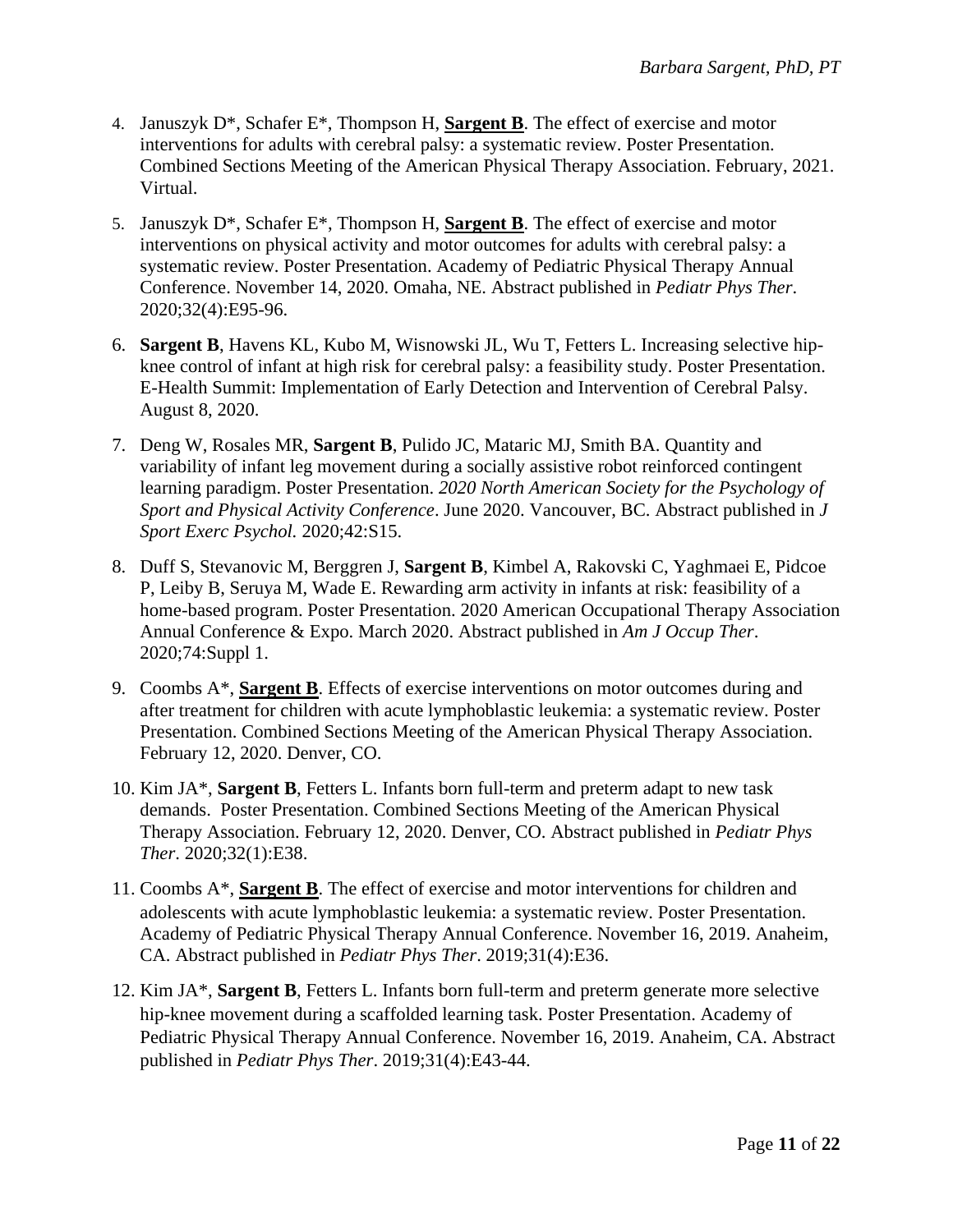4. Januszyk D*, Schafer E*, Thompson H, **Sargent B**. The effect of exercise and motor interventions for adults with cerebral palsy: a systematic review. Poster Presentation. Combined Sections Meeting of the American Physical Therapy Association. February, 2021. Virtual.

5. Januszyk D*, Schafer E*, Thompson H, **Sargent B**. The effect of exercise and motor interventions on physical activity and motor outcomes for adults with cerebral palsy: a systematic review. Poster Presentation. Academy of Pediatric Physical Therapy Annual Conference. November 14, 2020. Omaha, NE. Abstract published in *Pediatr Phys Ther*. 2020;32(4):E95-96.

6. **Sargent B**, Havens KL, Kubo M, Wisnowski JL, Wu T, Fetters L. Increasing selective hip-knee control of infant at high risk for cerebral palsy: a feasibility study. Poster Presentation. E-Health Summit: Implementation of Early Detection and Intervention of Cerebral Palsy. August 8, 2020.

7. Deng W, Rosales MR, **Sargent B**, Pulido JC, Mataric MJ, Smith BA. Quantity and variability of infant leg movement during a socially assistive robot reinforced contingent learning paradigm. Poster Presentation. *2020 North American Society for the Psychology of Sport and Physical Activity Conference*. June 2020. Vancouver, BC. Abstract published in *J Sport Exerc Psychol.* 2020;42:S15.

8. Duff S, Stevanovic M, Berggren J, **Sargent B**, Kimbel A, Rakovski C, Yaghmaei E, Pidcoe P, Leiby B, Seruya M, Wade E. Rewarding arm activity in infants at risk: feasibility of a home-based program. Poster Presentation. 2020 American Occupational Therapy Association Annual Conference & Expo. March 2020. Abstract published in *Am J Occup Ther*. 2020;74:Suppl 1.

9. Coombs A*, **Sargent B**. Effects of exercise interventions on motor outcomes during and after treatment for children with acute lymphoblastic leukemia: a systematic review. Poster Presentation. Combined Sections Meeting of the American Physical Therapy Association. February 12, 2020. Denver, CO.

10. Kim JA*, **Sargent B**, Fetters L. Infants born full-term and preterm adapt to new task demands. Poster Presentation. Combined Sections Meeting of the American Physical Therapy Association. February 12, 2020. Denver, CO. Abstract published in *Pediatr Phys Ther*. 2020;32(1):E38.

11. Coombs A*, **Sargent B**. The effect of exercise and motor interventions for children and adolescents with acute lymphoblastic leukemia: a systematic review. Poster Presentation. Academy of Pediatric Physical Therapy Annual Conference. November 16, 2019. Anaheim, CA. Abstract published in *Pediatr Phys Ther*. 2019;31(4):E36.

12. Kim JA*, **Sargent B**, Fetters L. Infants born full-term and preterm generate more selective hip-knee movement during a scaffolded learning task. Poster Presentation. Academy of Pediatric Physical Therapy Annual Conference. November 16, 2019. Anaheim, CA. Abstract published in *Pediatr Phys Ther*. 2019;31(4):E43-44.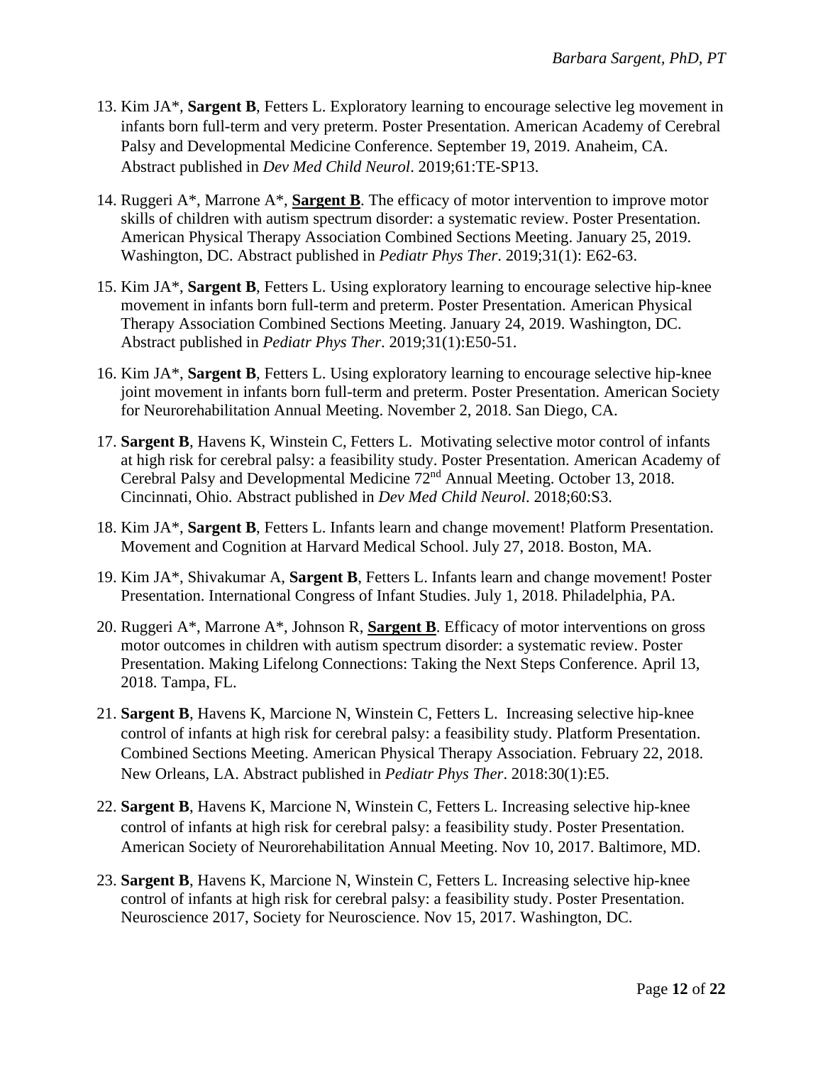13. Kim JA*, **Sargent B**, Fetters L. Exploratory learning to encourage selective leg movement in infants born full-term and very preterm. Poster Presentation. American Academy of Cerebral Palsy and Developmental Medicine Conference. September 19, 2019. Anaheim, CA. Abstract published in *Dev Med Child Neurol*. 2019;61:TE-SP13.

14. Ruggeri A*, Marrone A*, **Sargent B**. The efficacy of motor intervention to improve motor skills of children with autism spectrum disorder: a systematic review. Poster Presentation. American Physical Therapy Association Combined Sections Meeting. January 25, 2019. Washington, DC. Abstract published in *Pediatr Phys Ther*. 2019;31(1): E62-63.

15. Kim JA*, **Sargent B**, Fetters L. Using exploratory learning to encourage selective hip-knee movement in infants born full-term and preterm. Poster Presentation. American Physical Therapy Association Combined Sections Meeting. January 24, 2019. Washington, DC. Abstract published in *Pediatr Phys Ther*. 2019;31(1):E50-51.

16. Kim JA*, **Sargent B**, Fetters L. Using exploratory learning to encourage selective hip-knee joint movement in infants born full-term and preterm. Poster Presentation. American Society for Neurorehabilitation Annual Meeting. November 2, 2018. San Diego, CA.

17. **Sargent B**, Havens K, Winstein C, Fetters L. Motivating selective motor control of infants at high risk for cerebral palsy: a feasibility study. Poster Presentation. American Academy of Cerebral Palsy and Developmental Medicine 72nd Annual Meeting. October 13, 2018. Cincinnati, Ohio. Abstract published in *Dev Med Child Neurol*. 2018;60:S3.

18. Kim JA*, **Sargent B**, Fetters L. Infants learn and change movement! Platform Presentation. Movement and Cognition at Harvard Medical School. July 27, 2018. Boston, MA.

19. Kim JA*, Shivakumar A, **Sargent B**, Fetters L. Infants learn and change movement! Poster Presentation. International Congress of Infant Studies. July 1, 2018. Philadelphia, PA.

20. Ruggeri A*, Marrone A*, Johnson R, **Sargent B**. Efficacy of motor interventions on gross motor outcomes in children with autism spectrum disorder: a systematic review. Poster Presentation. Making Lifelong Connections: Taking the Next Steps Conference. April 13, 2018. Tampa, FL.

21. **Sargent B**, Havens K, Marcione N, Winstein C, Fetters L. Increasing selective hip-knee control of infants at high risk for cerebral palsy: a feasibility study. Platform Presentation. Combined Sections Meeting. American Physical Therapy Association. February 22, 2018. New Orleans, LA. Abstract published in *Pediatr Phys Ther*. 2018:30(1):E5.

22. **Sargent B**, Havens K, Marcione N, Winstein C, Fetters L. Increasing selective hip-knee control of infants at high risk for cerebral palsy: a feasibility study. Poster Presentation. American Society of Neurorehabilitation Annual Meeting. Nov 10, 2017. Baltimore, MD.

23. **Sargent B**, Havens K, Marcione N, Winstein C, Fetters L. Increasing selective hip-knee control of infants at high risk for cerebral palsy: a feasibility study. Poster Presentation. Neuroscience 2017, Society for Neuroscience. Nov 15, 2017. Washington, DC.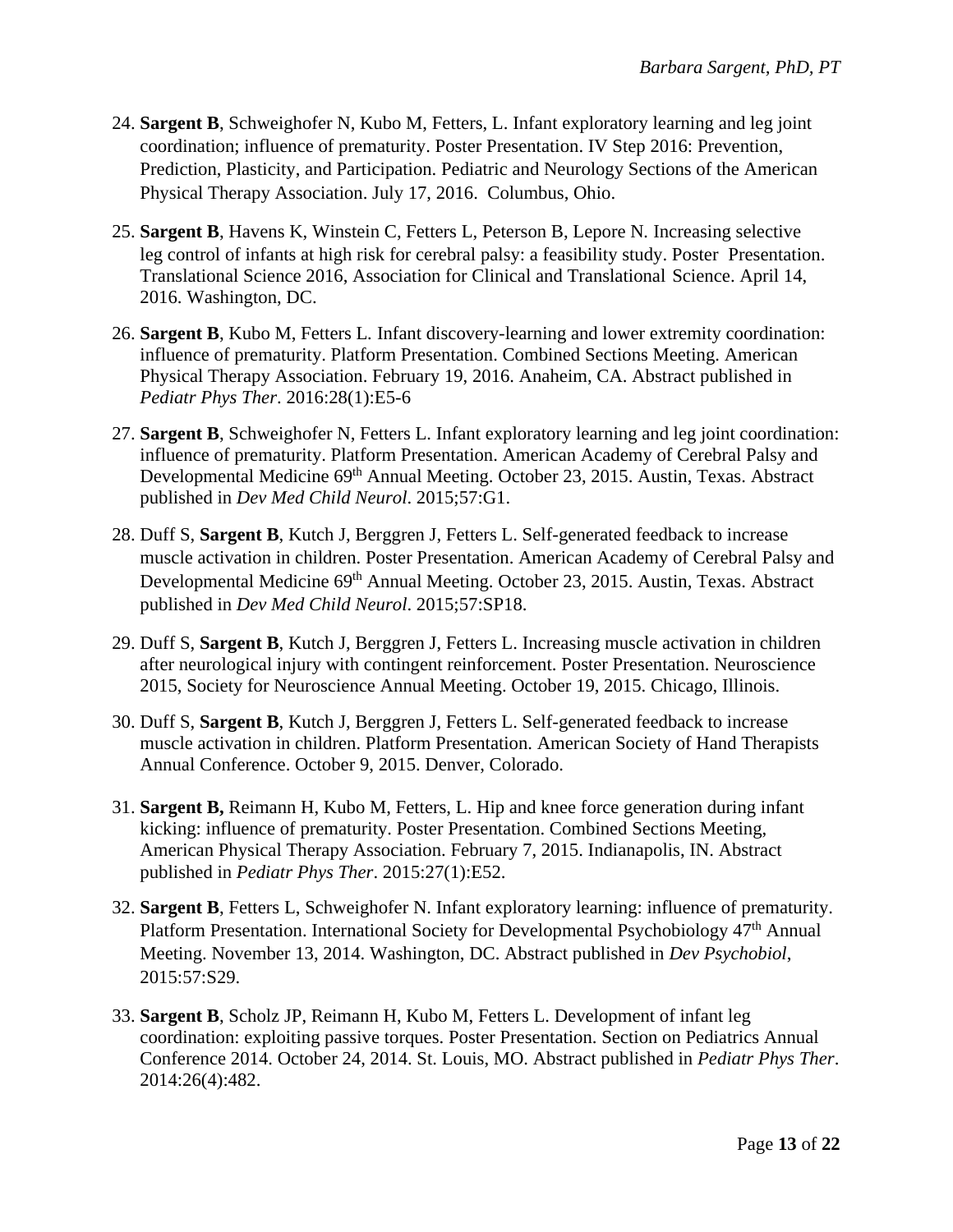24. **Sargent B**, Schweighofer N, Kubo M, Fetters, L. Infant exploratory learning and leg joint coordination; influence of prematurity. Poster Presentation. IV Step 2016: Prevention, Prediction, Plasticity, and Participation. Pediatric and Neurology Sections of the American Physical Therapy Association. July 17, 2016. Columbus, Ohio.

25. **Sargent B**, Havens K, Winstein C, Fetters L, Peterson B, Lepore N. Increasing selective leg control of infants at high risk for cerebral palsy: a feasibility study. Poster Presentation. Translational Science 2016, Association for Clinical and Translational Science. April 14, 2016. Washington, DC.

26. **Sargent B**, Kubo M, Fetters L. Infant discovery-learning and lower extremity coordination: influence of prematurity. Platform Presentation. Combined Sections Meeting. American Physical Therapy Association. February 19, 2016. Anaheim, CA. Abstract published in *Pediatr Phys Ther*. 2016:28(1):E5-6

27. **Sargent B**, Schweighofer N, Fetters L. Infant exploratory learning and leg joint coordination: influence of prematurity. Platform Presentation. American Academy of Cerebral Palsy and Developmental Medicine 69th Annual Meeting. October 23, 2015. Austin, Texas. Abstract published in *Dev Med Child Neurol*. 2015;57:G1.

28. Duff S, **Sargent B**, Kutch J, Berggren J, Fetters L. Self-generated feedback to increase muscle activation in children. Poster Presentation. American Academy of Cerebral Palsy and Developmental Medicine 69th Annual Meeting. October 23, 2015. Austin, Texas. Abstract published in *Dev Med Child Neurol*. 2015;57:SP18.

29. Duff S, **Sargent B**, Kutch J, Berggren J, Fetters L. Increasing muscle activation in children after neurological injury with contingent reinforcement. Poster Presentation. Neuroscience 2015, Society for Neuroscience Annual Meeting. October 19, 2015. Chicago, Illinois.

30. Duff S, **Sargent B**, Kutch J, Berggren J, Fetters L. Self-generated feedback to increase muscle activation in children. Platform Presentation. American Society of Hand Therapists Annual Conference. October 9, 2015. Denver, Colorado.

31. **Sargent B,** Reimann H, Kubo M, Fetters, L. Hip and knee force generation during infant kicking: influence of prematurity. Poster Presentation. Combined Sections Meeting, American Physical Therapy Association. February 7, 2015. Indianapolis, IN. Abstract published in *Pediatr Phys Ther*. 2015:27(1):E52.

32. **Sargent B**, Fetters L, Schweighofer N. Infant exploratory learning: influence of prematurity. Platform Presentation. International Society for Developmental Psychobiology 47th Annual Meeting. November 13, 2014. Washington, DC. Abstract published in *Dev Psychobiol*, 2015:57:S29.

33. **Sargent B**, Scholz JP, Reimann H, Kubo M, Fetters L. Development of infant leg coordination: exploiting passive torques. Poster Presentation. Section on Pediatrics Annual Conference 2014. October 24, 2014. St. Louis, MO. Abstract published in *Pediatr Phys Ther*. 2014:26(4):482.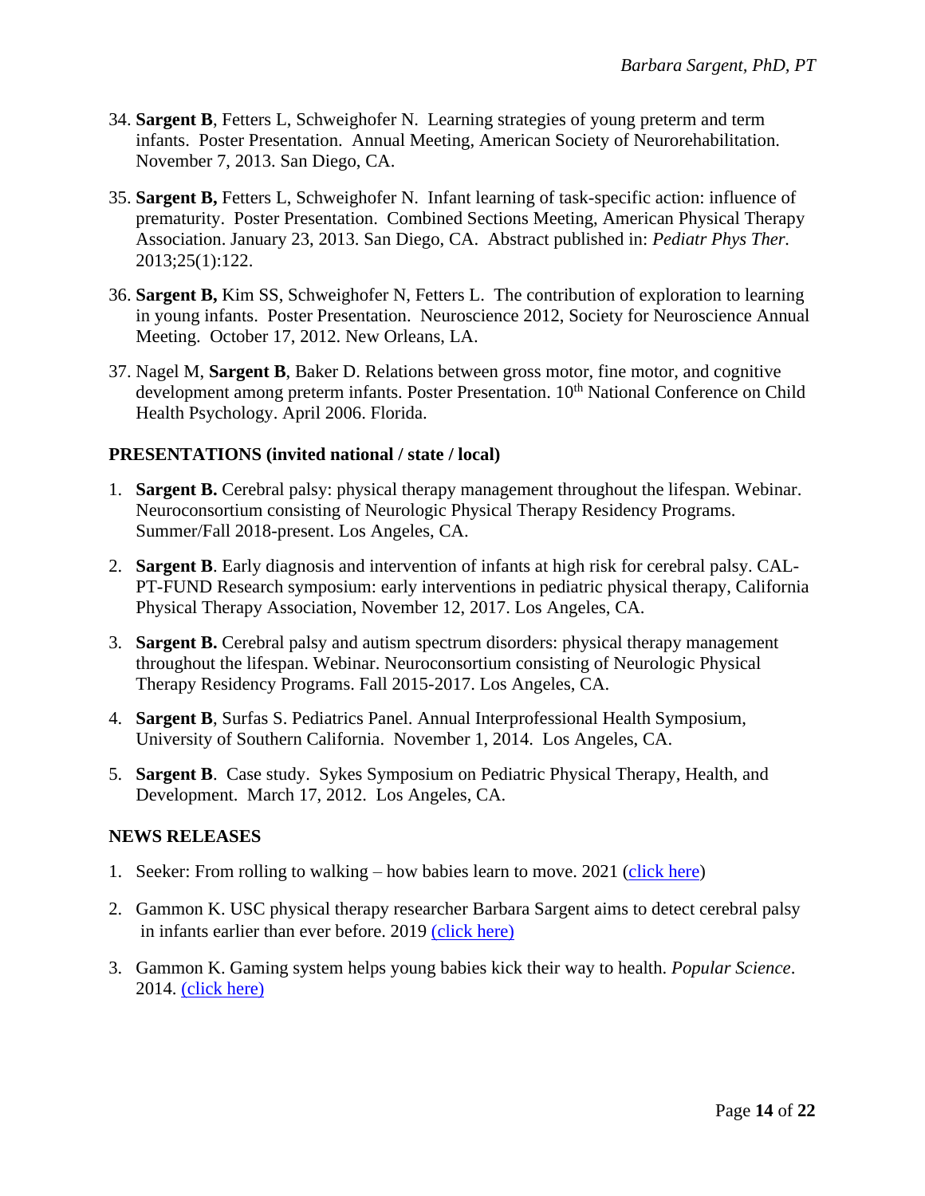34. **Sargent B**, Fetters L, Schweighofer N. Learning strategies of young preterm and term infants. Poster Presentation. Annual Meeting, American Society of Neurorehabilitation. November 7, 2013. San Diego, CA.

35. **Sargent B,** Fetters L, Schweighofer N. Infant learning of task-specific action: influence of prematurity. Poster Presentation. Combined Sections Meeting, American Physical Therapy Association. January 23, 2013. San Diego, CA. Abstract published in: *Pediatr Phys Ther.* 2013;25(1):122.

36. **Sargent B,** Kim SS, Schweighofer N, Fetters L. The contribution of exploration to learning in young infants. Poster Presentation. Neuroscience 2012, Society for Neuroscience Annual Meeting. October 17, 2012. New Orleans, LA.

37. Nagel M, **Sargent B**, Baker D. Relations between gross motor, fine motor, and cognitive development among preterm infants. Poster Presentation. 10th National Conference on Child Health Psychology. April 2006. Florida.

**PRESENTATIONS (invited national / state / local)**

1. **Sargent B.** Cerebral palsy: physical therapy management throughout the lifespan. Webinar. Neuroconsortium consisting of Neurologic Physical Therapy Residency Programs. Summer/Fall 2018-present. Los Angeles, CA.

2. **Sargent B**. Early diagnosis and intervention of infants at high risk for cerebral palsy. CAL-PT-FUND Research symposium: early interventions in pediatric physical therapy, California Physical Therapy Association, November 12, 2017. Los Angeles, CA.

3. **Sargent B.** Cerebral palsy and autism spectrum disorders: physical therapy management throughout the lifespan. Webinar. Neuroconsortium consisting of Neurologic Physical Therapy Residency Programs. Fall 2015-2017. Los Angeles, CA.

4. **Sargent B**, Surfas S. Pediatrics Panel. Annual Interprofessional Health Symposium, University of Southern California. November 1, 2014. Los Angeles, CA.

5. **Sargent B**. Case study. Sykes Symposium on Pediatric Physical Therapy, Health, and Development. March 17, 2012. Los Angeles, CA.

**NEWS RELEASES**

1. Seeker: From rolling to walking – how babies learn to move. 2021 (click here)

2. Gammon K. USC physical therapy researcher Barbara Sargent aims to detect cerebral palsy in infants earlier than ever before. 2019 (click here)

3. Gammon K. Gaming system helps young babies kick their way to health. *Popular Science*. 2014. (click here)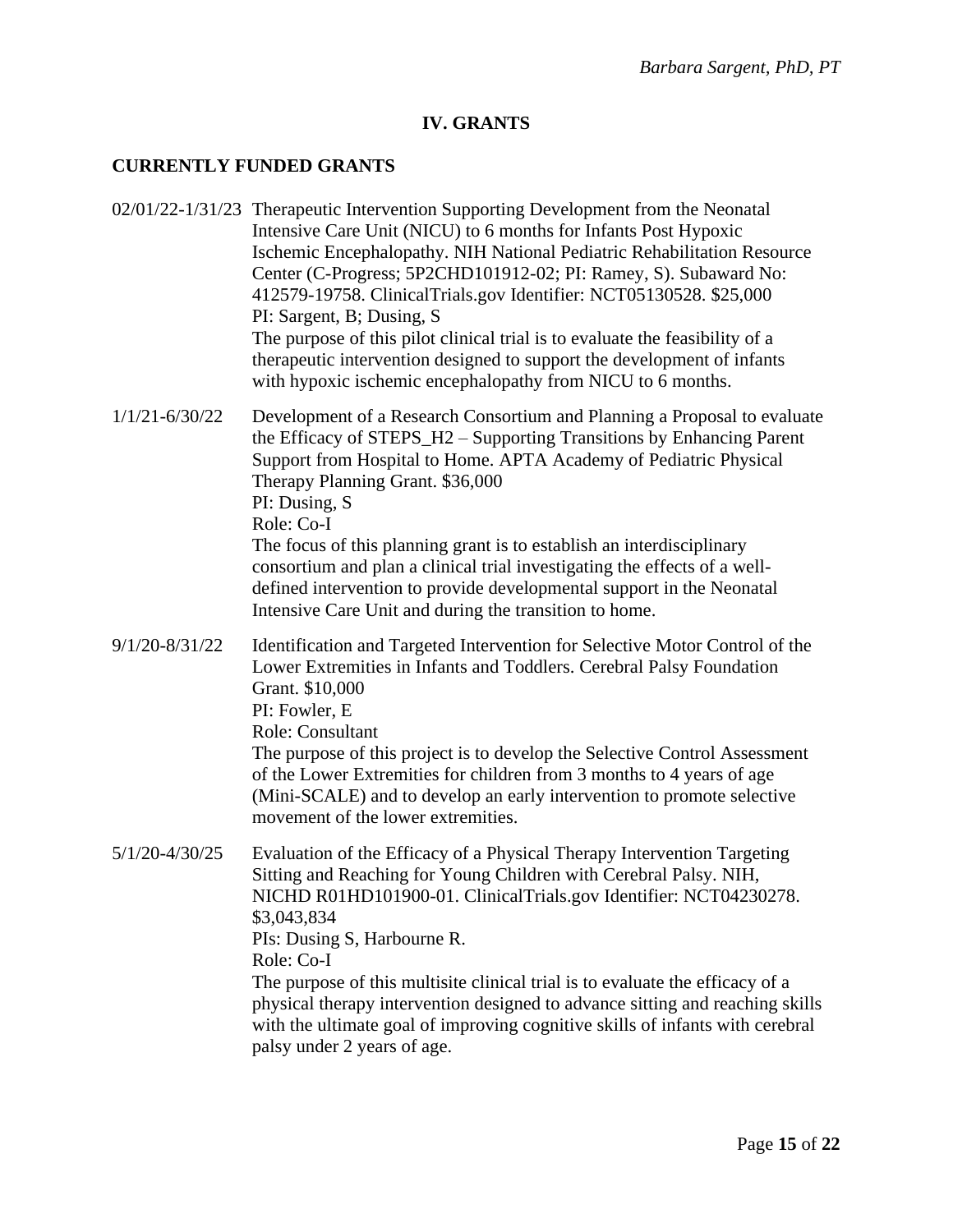## IV. GRANTS

### CURRENTLY FUNDED GRANTS

02/01/22-1/31/23 Therapeutic Intervention Supporting Development from the Neonatal Intensive Care Unit (NICU) to 6 months for Infants Post Hypoxic Ischemic Encephalopathy. NIH National Pediatric Rehabilitation Resource Center (C-Progress; 5P2CHD101912-02; PI: Ramey, S). Subaward No: 412579-19758. ClinicalTrials.gov Identifier: NCT05130528. $25,000
PI: Sargent, B; Dusing, S
The purpose of this pilot clinical trial is to evaluate the feasibility of a therapeutic intervention designed to support the development of infants with hypoxic ischemic encephalopathy from NICU to 6 months.

1/1/21-6/30/22 Development of a Research Consortium and Planning a Proposal to evaluate the Efficacy of STEPS_H2 – Supporting Transitions by Enhancing Parent Support from Hospital to Home. APTA Academy of Pediatric Physical Therapy Planning Grant. $36,000
PI: Dusing, S
Role: Co-I
The focus of this planning grant is to establish an interdisciplinary consortium and plan a clinical trial investigating the effects of a well-defined intervention to provide developmental support in the Neonatal Intensive Care Unit and during the transition to home.

9/1/20-8/31/22 Identification and Targeted Intervention for Selective Motor Control of the Lower Extremities in Infants and Toddlers. Cerebral Palsy Foundation Grant. $10,000
PI: Fowler, E
Role: Consultant
The purpose of this project is to develop the Selective Control Assessment of the Lower Extremities for children from 3 months to 4 years of age (Mini-SCALE) and to develop an early intervention to promote selective movement of the lower extremities.

5/1/20-4/30/25 Evaluation of the Efficacy of a Physical Therapy Intervention Targeting Sitting and Reaching for Young Children with Cerebral Palsy. NIH, NICHD R01HD101900-01. ClinicalTrials.gov Identifier: NCT04230278. $3,043,834
PIs: Dusing S, Harbourne R.
Role: Co-I
The purpose of this multisite clinical trial is to evaluate the efficacy of a physical therapy intervention designed to advance sitting and reaching skills with the ultimate goal of improving cognitive skills of infants with cerebral palsy under 2 years of age.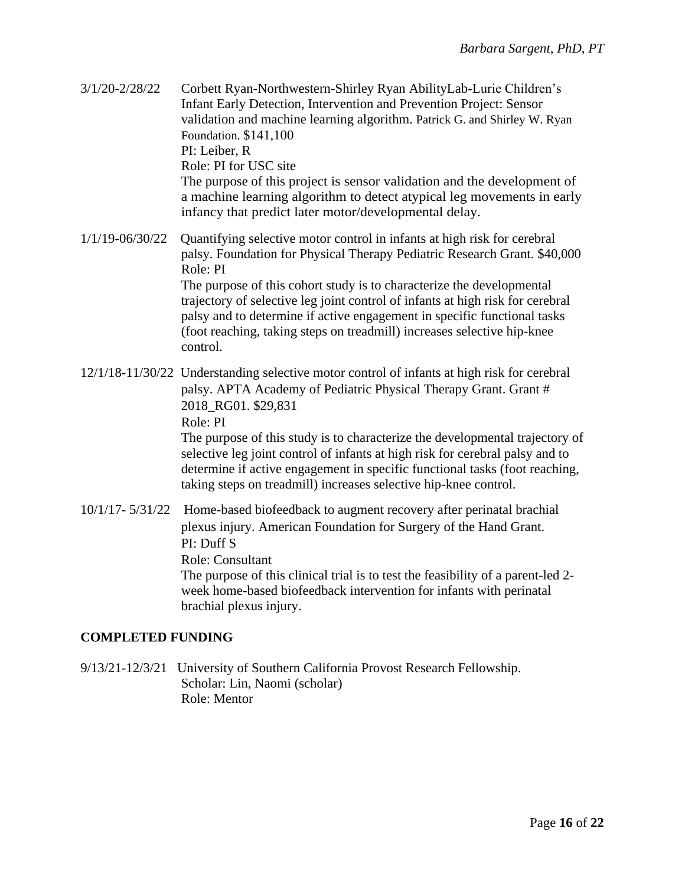3/1/20-2/28/22 Corbett Ryan-Northwestern-Shirley Ryan AbilityLab-Lurie Children's Infant Early Detection, Intervention and Prevention Project: Sensor validation and machine learning algorithm. Patrick G. and Shirley W. Ryan Foundation. $141,100
PI: Leiber, R
Role: PI for USC site
The purpose of this project is sensor validation and the development of a machine learning algorithm to detect atypical leg movements in early infancy that predict later motor/developmental delay.

1/1/19-06/30/22 Quantifying selective motor control in infants at high risk for cerebral palsy. Foundation for Physical Therapy Pediatric Research Grant. $40,000
Role: PI
The purpose of this cohort study is to characterize the developmental trajectory of selective leg joint control of infants at high risk for cerebral palsy and to determine if active engagement in specific functional tasks (foot reaching, taking steps on treadmill) increases selective hip-knee control.

12/1/18-11/30/22 Understanding selective motor control of infants at high risk for cerebral palsy. APTA Academy of Pediatric Physical Therapy Grant. Grant # 2018_RG01. $29,831
Role: PI
The purpose of this study is to characterize the developmental trajectory of selective leg joint control of infants at high risk for cerebral palsy and to determine if active engagement in specific functional tasks (foot reaching, taking steps on treadmill) increases selective hip-knee control.

10/1/17- 5/31/22 Home-based biofeedback to augment recovery after perinatal brachial plexus injury. American Foundation for Surgery of the Hand Grant.
PI: Duff S
Role: Consultant
The purpose of this clinical trial is to test the feasibility of a parent-led 2-week home-based biofeedback intervention for infants with perinatal brachial plexus injury.

## COMPLETED FUNDING

9/13/21-12/3/21 University of Southern California Provost Research Fellowship.
Scholar: Lin, Naomi (scholar)
Role: Mentor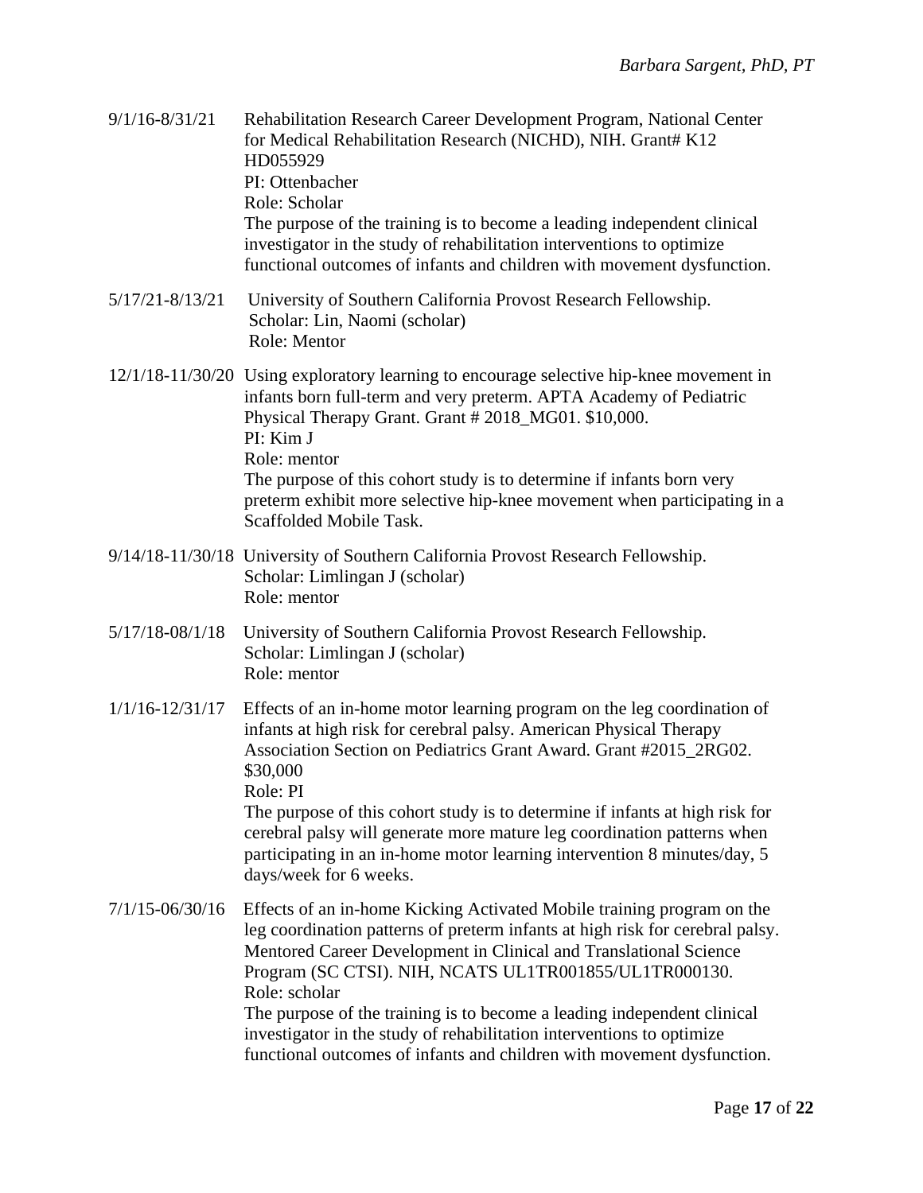9/1/16-8/31/21 Rehabilitation Research Career Development Program, National Center for Medical Rehabilitation Research (NICHD), NIH. Grant# K12 HD055929
PI: Ottenbacher
Role: Scholar
The purpose of the training is to become a leading independent clinical investigator in the study of rehabilitation interventions to optimize functional outcomes of infants and children with movement dysfunction.

5/17/21-8/13/21 University of Southern California Provost Research Fellowship.
Scholar: Lin, Naomi (scholar)
Role: Mentor

12/1/18-11/30/20 Using exploratory learning to encourage selective hip-knee movement in infants born full-term and very preterm. APTA Academy of Pediatric Physical Therapy Grant. Grant # 2018_MG01. $10,000.
PI: Kim J
Role: mentor
The purpose of this cohort study is to determine if infants born very preterm exhibit more selective hip-knee movement when participating in a Scaffolded Mobile Task.

9/14/18-11/30/18 University of Southern California Provost Research Fellowship.
Scholar: Limlingan J (scholar)
Role: mentor

5/17/18-08/1/18 University of Southern California Provost Research Fellowship.
Scholar: Limlingan J (scholar)
Role: mentor

1/1/16-12/31/17 Effects of an in-home motor learning program on the leg coordination of infants at high risk for cerebral palsy. American Physical Therapy Association Section on Pediatrics Grant Award. Grant #2015_2RG02. $30,000
Role: PI
The purpose of this cohort study is to determine if infants at high risk for cerebral palsy will generate more mature leg coordination patterns when participating in an in-home motor learning intervention 8 minutes/day, 5 days/week for 6 weeks.

7/1/15-06/30/16 Effects of an in-home Kicking Activated Mobile training program on the leg coordination patterns of preterm infants at high risk for cerebral palsy. Mentored Career Development in Clinical and Translational Science Program (SC CTSI). NIH, NCATS UL1TR001855/UL1TR000130.
Role: scholar
The purpose of the training is to become a leading independent clinical investigator in the study of rehabilitation interventions to optimize functional outcomes of infants and children with movement dysfunction.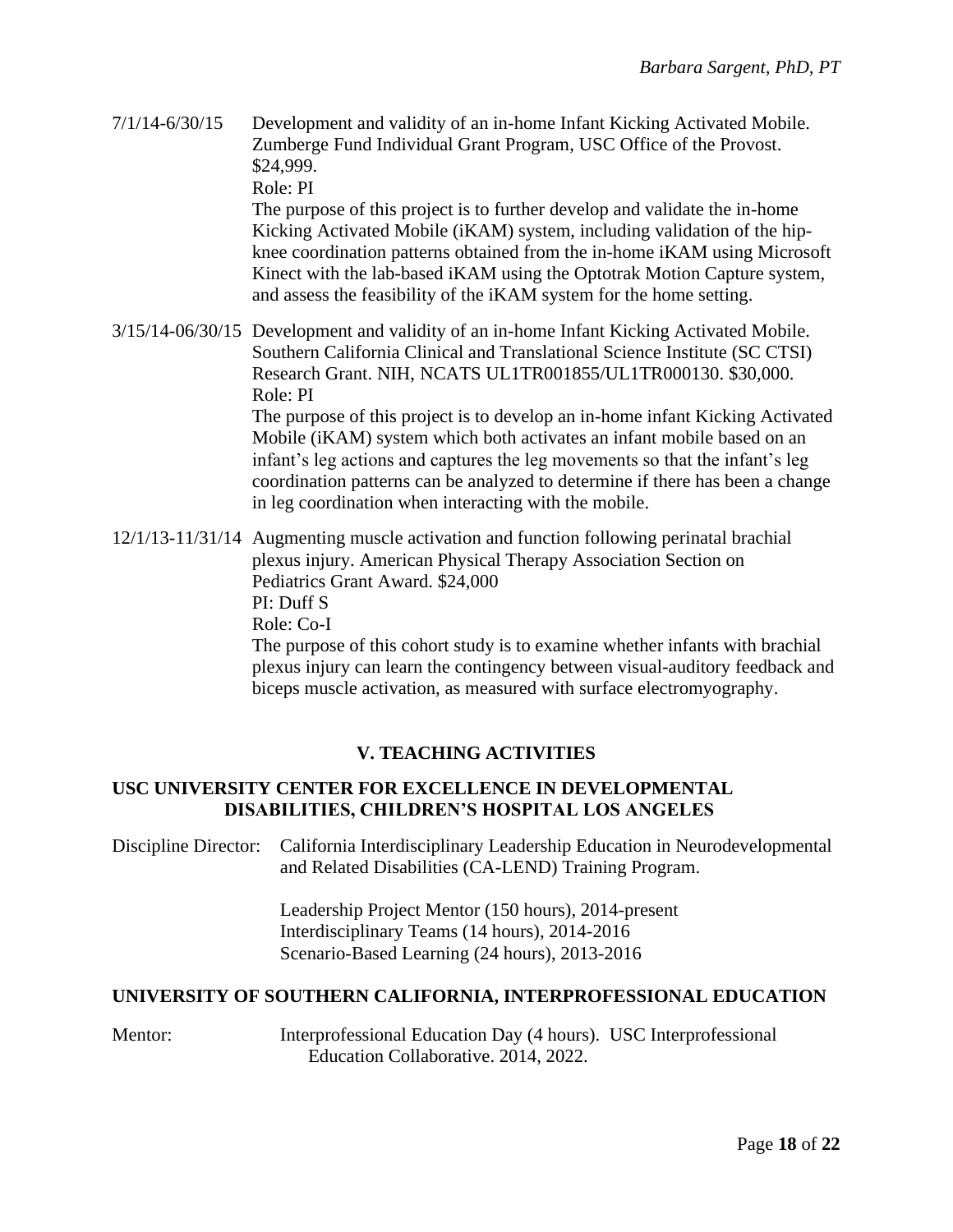7/1/14-6/30/15 Development and validity of an in-home Infant Kicking Activated Mobile. Zumberge Fund Individual Grant Program, USC Office of the Provost. $24,999.
Role: PI
The purpose of this project is to further develop and validate the in-home Kicking Activated Mobile (iKAM) system, including validation of the hip-knee coordination patterns obtained from the in-home iKAM using Microsoft Kinect with the lab-based iKAM using the Optotrak Motion Capture system, and assess the feasibility of the iKAM system for the home setting.

3/15/14-06/30/15 Development and validity of an in-home Infant Kicking Activated Mobile. Southern California Clinical and Translational Science Institute (SC CTSI) Research Grant. NIH, NCATS UL1TR001855/UL1TR000130. $30,000.
Role: PI
The purpose of this project is to develop an in-home infant Kicking Activated Mobile (iKAM) system which both activates an infant mobile based on an infant's leg actions and captures the leg movements so that the infant's leg coordination patterns can be analyzed to determine if there has been a change in leg coordination when interacting with the mobile.

12/1/13-11/31/14 Augmenting muscle activation and function following perinatal brachial plexus injury. American Physical Therapy Association Section on Pediatrics Grant Award. $24,000
PI: Duff S
Role: Co-I
The purpose of this cohort study is to examine whether infants with brachial plexus injury can learn the contingency between visual-auditory feedback and biceps muscle activation, as measured with surface electromyography.

## V. TEACHING ACTIVITIES

### USC UNIVERSITY CENTER FOR EXCELLENCE IN DEVELOPMENTAL DISABILITIES, CHILDREN'S HOSPITAL LOS ANGELES

Discipline Director: California Interdisciplinary Leadership Education in Neurodevelopmental and Related Disabilities (CA-LEND) Training Program.

Leadership Project Mentor (150 hours), 2014-present
Interdisciplinary Teams (14 hours), 2014-2016
Scenario-Based Learning (24 hours), 2013-2016

### UNIVERSITY OF SOUTHERN CALIFORNIA, INTERPROFESSIONAL EDUCATION

Mentor: Interprofessional Education Day (4 hours). USC Interprofessional Education Collaborative. 2014, 2022.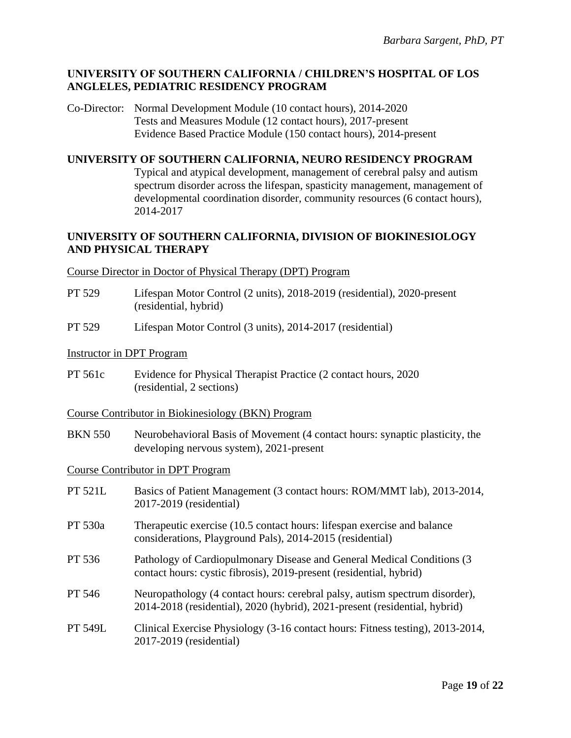**UNIVERSITY OF SOUTHERN CALIFORNIA / CHILDREN'S HOSPITAL OF LOS ANGLELES, PEDIATRIC RESIDENCY PROGRAM**

Co-Director: Normal Development Module (10 contact hours), 2014-2020
Tests and Measures Module (12 contact hours), 2017-present
Evidence Based Practice Module (150 contact hours), 2014-present

**UNIVERSITY OF SOUTHERN CALIFORNIA, NEURO RESIDENCY PROGRAM**

Typical and atypical development, management of cerebral palsy and autism spectrum disorder across the lifespan, spasticity management, management of developmental coordination disorder, community resources (6 contact hours), 2014-2017

**UNIVERSITY OF SOUTHERN CALIFORNIA, DIVISION OF BIOKINESIOLOGY AND PHYSICAL THERAPY**

Course Director in Doctor of Physical Therapy (DPT) Program

PT 529 Lifespan Motor Control (2 units), 2018-2019 (residential), 2020-present (residential, hybrid)

PT 529 Lifespan Motor Control (3 units), 2014-2017 (residential)

Instructor in DPT Program

PT 561c Evidence for Physical Therapist Practice (2 contact hours, 2020 (residential, 2 sections)

Course Contributor in Biokinesiology (BKN) Program

BKN 550 Neurobehavioral Basis of Movement (4 contact hours: synaptic plasticity, the developing nervous system), 2021-present

Course Contributor in DPT Program

PT 521L Basics of Patient Management (3 contact hours: ROM/MMT lab), 2013-2014, 2017-2019 (residential)

PT 530a Therapeutic exercise (10.5 contact hours: lifespan exercise and balance considerations, Playground Pals), 2014-2015 (residential)

PT 536 Pathology of Cardiopulmonary Disease and General Medical Conditions (3 contact hours: cystic fibrosis), 2019-present (residential, hybrid)

PT 546 Neuropathology (4 contact hours: cerebral palsy, autism spectrum disorder), 2014-2018 (residential), 2020 (hybrid), 2021-present (residential, hybrid)

PT 549L Clinical Exercise Physiology (3-16 contact hours: Fitness testing), 2013-2014, 2017-2019 (residential)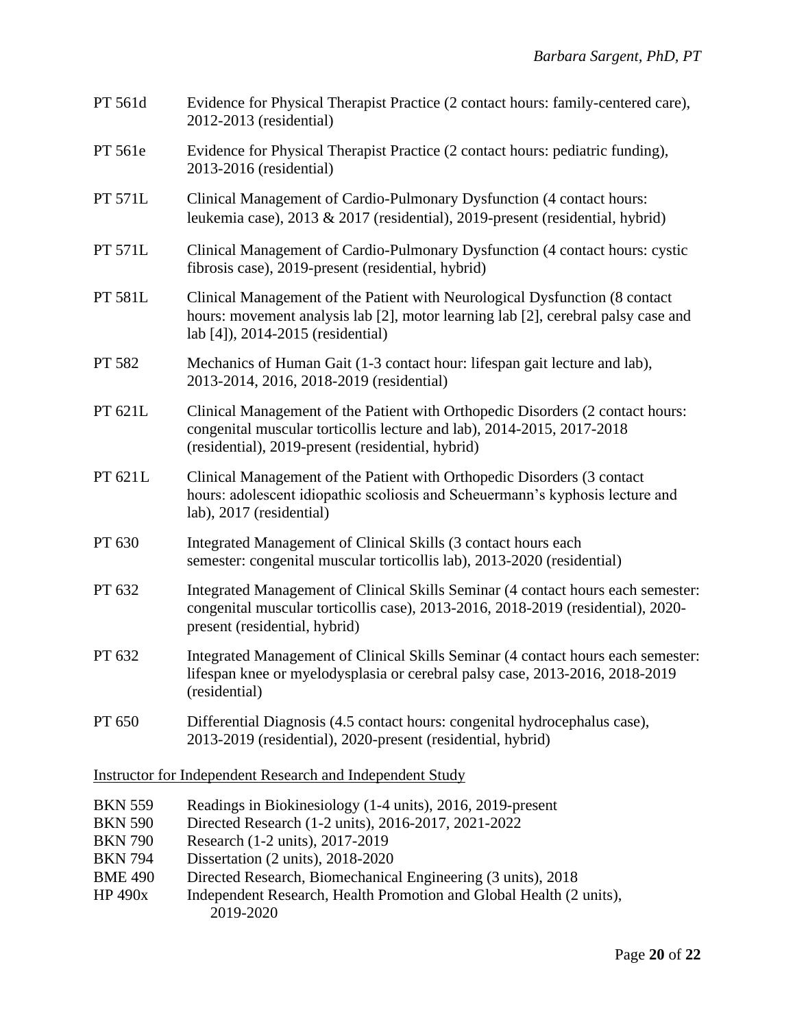PT 561d Evidence for Physical Therapist Practice (2 contact hours: family-centered care), 2012-2013 (residential)

PT 561e Evidence for Physical Therapist Practice (2 contact hours: pediatric funding), 2013-2016 (residential)

PT 571L Clinical Management of Cardio-Pulmonary Dysfunction (4 contact hours: leukemia case), 2013 & 2017 (residential), 2019-present (residential, hybrid)

PT 571L Clinical Management of Cardio-Pulmonary Dysfunction (4 contact hours: cystic fibrosis case), 2019-present (residential, hybrid)

PT 581L Clinical Management of the Patient with Neurological Dysfunction (8 contact hours: movement analysis lab [2], motor learning lab [2], cerebral palsy case and lab [4]), 2014-2015 (residential)

PT 582 Mechanics of Human Gait (1-3 contact hour: lifespan gait lecture and lab), 2013-2014, 2016, 2018-2019 (residential)

PT 621L Clinical Management of the Patient with Orthopedic Disorders (2 contact hours: congenital muscular torticollis lecture and lab), 2014-2015, 2017-2018 (residential), 2019-present (residential, hybrid)

PT 621L Clinical Management of the Patient with Orthopedic Disorders (3 contact hours: adolescent idiopathic scoliosis and Scheuermann's kyphosis lecture and lab), 2017 (residential)

PT 630 Integrated Management of Clinical Skills (3 contact hours each semester: congenital muscular torticollis lab), 2013-2020 (residential)

PT 632 Integrated Management of Clinical Skills Seminar (4 contact hours each semester: congenital muscular torticollis case), 2013-2016, 2018-2019 (residential), 2020-present (residential, hybrid)

PT 632 Integrated Management of Clinical Skills Seminar (4 contact hours each semester: lifespan knee or myelodysplasia or cerebral palsy case, 2013-2016, 2018-2019 (residential)

PT 650 Differential Diagnosis (4.5 contact hours: congenital hydrocephalus case), 2013-2019 (residential), 2020-present (residential, hybrid)

<u>Instructor for Independent Research and Independent Study</u>

BKN 559 Readings in Biokinesiology (1-4 units), 2016, 2019-present
BKN 590 Directed Research (1-2 units), 2016-2017, 2021-2022
BKN 790 Research (1-2 units), 2017-2019
BKN 794 Dissertation (2 units), 2018-2020
BME 490 Directed Research, Biomechanical Engineering (3 units), 2018
HP 490x Independent Research, Health Promotion and Global Health (2 units), 2019-2020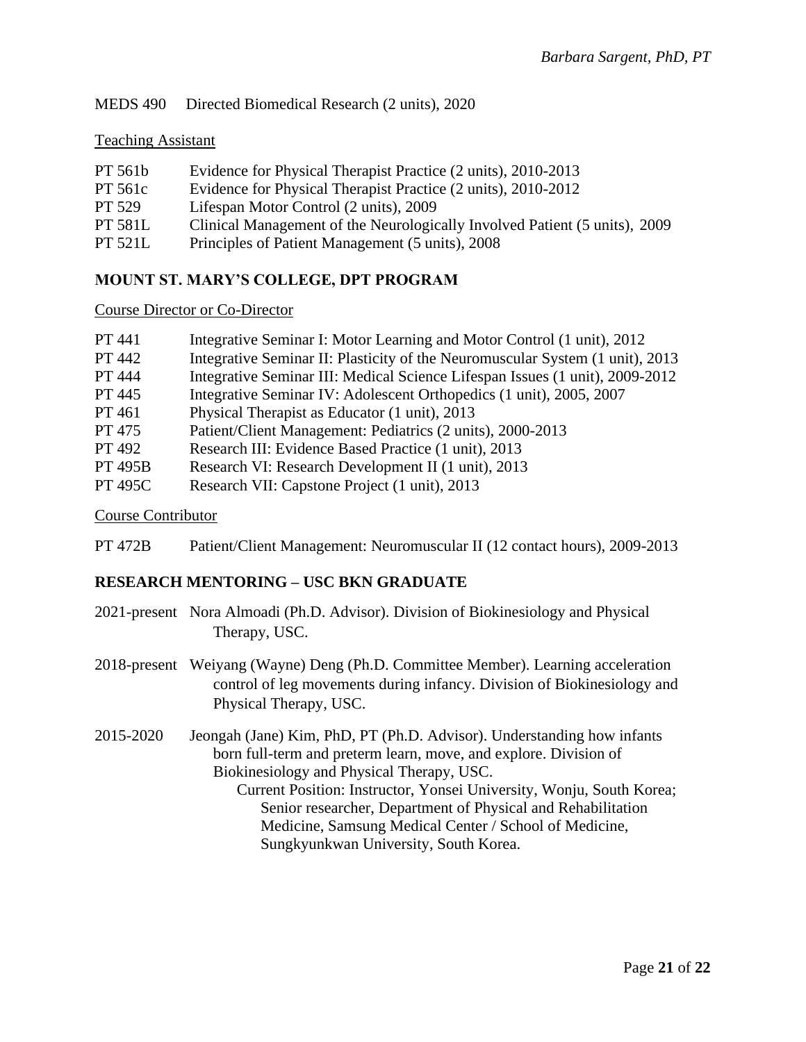MEDS 490 Directed Biomedical Research (2 units), 2020

Teaching Assistant

PT 561b Evidence for Physical Therapist Practice (2 units), 2010-2013
PT 561c Evidence for Physical Therapist Practice (2 units), 2010-2012
PT 529 Lifespan Motor Control (2 units), 2009
PT 581L Clinical Management of the Neurologically Involved Patient (5 units), 2009
PT 521L Principles of Patient Management (5 units), 2008

## MOUNT ST. MARY'S COLLEGE, DPT PROGRAM

Course Director or Co-Director

PT 441 Integrative Seminar I: Motor Learning and Motor Control (1 unit), 2012
PT 442 Integrative Seminar II: Plasticity of the Neuromuscular System (1 unit), 2013
PT 444 Integrative Seminar III: Medical Science Lifespan Issues (1 unit), 2009-2012
PT 445 Integrative Seminar IV: Adolescent Orthopedics (1 unit), 2005, 2007
PT 461 Physical Therapist as Educator (1 unit), 2013
PT 475 Patient/Client Management: Pediatrics (2 units), 2000-2013
PT 492 Research III: Evidence Based Practice (1 unit), 2013
PT 495B Research VI: Research Development II (1 unit), 2013
PT 495C Research VII: Capstone Project (1 unit), 2013

Course Contributor

PT 472B Patient/Client Management: Neuromuscular II (12 contact hours), 2009-2013

## RESEARCH MENTORING – USC BKN GRADUATE

2021-present Nora Almoadi (Ph.D. Advisor). Division of Biokinesiology and Physical Therapy, USC.

2018-present Weiyang (Wayne) Deng (Ph.D. Committee Member). Learning acceleration control of leg movements during infancy. Division of Biokinesiology and Physical Therapy, USC.

2015-2020 Jeongah (Jane) Kim, PhD, PT (Ph.D. Advisor). Understanding how infants born full-term and preterm learn, move, and explore. Division of Biokinesiology and Physical Therapy, USC.
Current Position: Instructor, Yonsei University, Wonju, South Korea; Senior researcher, Department of Physical and Rehabilitation Medicine, Samsung Medical Center / School of Medicine, Sungkyunkwan University, South Korea.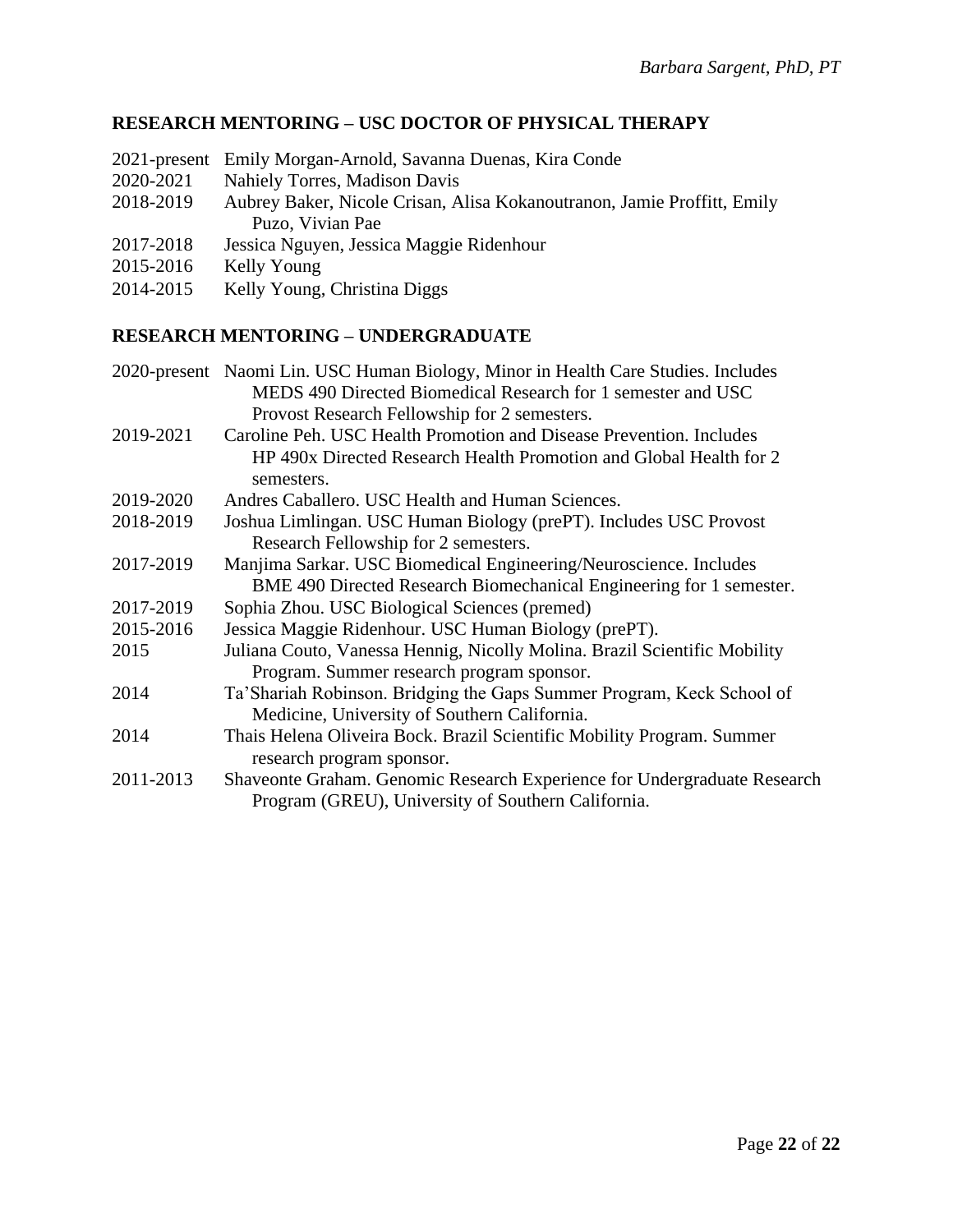## RESEARCH MENTORING – USC DOCTOR OF PHYSICAL THERAPY

| | |
|---|---|
| 2021-present | Emily Morgan-Arnold, Savanna Duenas, Kira Conde |
| 2020-2021 | Nahiely Torres, Madison Davis |
| 2018-2019 | Aubrey Baker, Nicole Crisan, Alisa Kokanoutranon, Jamie Proffitt, Emily Puzo, Vivian Pae |
| 2017-2018 | Jessica Nguyen, Jessica Maggie Ridenhour |
| 2015-2016 | Kelly Young |
| 2014-2015 | Kelly Young, Christina Diggs |

## RESEARCH MENTORING – UNDERGRADUATE

| | |
|---|---|
| 2020-present | Naomi Lin. USC Human Biology, Minor in Health Care Studies. Includes MEDS 490 Directed Biomedical Research for 1 semester and USC Provost Research Fellowship for 2 semesters. |
| 2019-2021 | Caroline Peh. USC Health Promotion and Disease Prevention. Includes HP 490x Directed Research Health Promotion and Global Health for 2 semesters. |
| 2019-2020 | Andres Caballero. USC Health and Human Sciences. |
| 2018-2019 | Joshua Limlingan. USC Human Biology (prePT). Includes USC Provost Research Fellowship for 2 semesters. |
| 2017-2019 | Manjima Sarkar. USC Biomedical Engineering/Neuroscience. Includes BME 490 Directed Research Biomechanical Engineering for 1 semester. |
| 2017-2019 | Sophia Zhou. USC Biological Sciences (premed) |
| 2015-2016 | Jessica Maggie Ridenhour. USC Human Biology (prePT). |
| 2015 | Juliana Couto, Vanessa Hennig, Nicolly Molina. Brazil Scientific Mobility Program. Summer research program sponsor. |
| 2014 | Ta'Shariah Robinson. Bridging the Gaps Summer Program, Keck School of Medicine, University of Southern California. |
| 2014 | Thais Helena Oliveira Bock. Brazil Scientific Mobility Program. Summer research program sponsor. |
| 2011-2013 | Shaveonte Graham. Genomic Research Experience for Undergraduate Research Program (GREU), University of Southern California. |